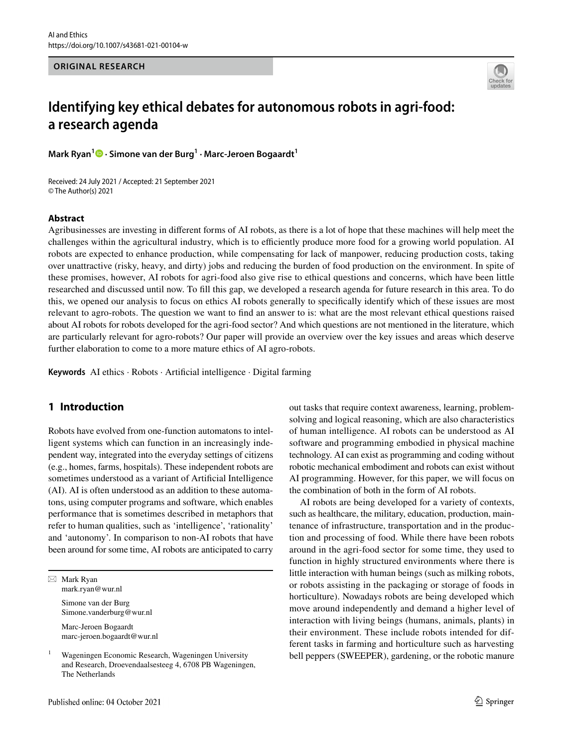ORIGINAL RESEARCH

# Identifying key ethical debates for autonomous robots in agri-food: a research agenda

**Mark Ryan[1] · Simone van der Burg[1] · Marc-Jeroen Bogaardt[1]**

Received: 24 July 2021 / Accepted: 21 September 2021
© The Author(s) 2021

## Abstract

Agribusinesses are investing in different forms of AI robots, as there is a lot of hope that these machines will help meet the challenges within the agricultural industry, which is to efficiently produce more food for a growing world population. AI robots are expected to enhance production, while compensating for lack of manpower, reducing production costs, taking over unattractive (risky, heavy, and dirty) jobs and reducing the burden of food production on the environment. In spite of these promises, however, AI robots for agri-food also give rise to ethical questions and concerns, which have been little researched and discussed until now. To fill this gap, we developed a research agenda for future research in this area. To do this, we opened our analysis to focus on ethics AI robots generally to specifically identify which of these issues are most relevant to agro-robots. The question we want to find an answer to is: what are the most relevant ethical questions raised about AI robots for robots developed for the agri-food sector? And which questions are not mentioned in the literature, which are particularly relevant for agro-robots? Our paper will provide an overview over the key issues and areas which deserve further elaboration to come to a more mature ethics of AI agro-robots.

**Keywords** AI ethics · Robots · Artificial intelligence · Digital farming

## 1 Introduction

Robots have evolved from one-function automatons to intelligent systems which can function in an increasingly independent way, integrated into the everyday settings of citizens (e.g., homes, farms, hospitals). These independent robots are sometimes understood as a variant of Artificial Intelligence (AI). AI is often understood as an addition to these automatons, using computer programs and software, which enables performance that is sometimes described in metaphors that refer to human qualities, such as 'intelligence', 'rationality' and 'autonomy'. In comparison to non-AI robots that have been around for some time, AI robots are anticipated to carry out tasks that require context awareness, learning, problem-solving and logical reasoning, which are also characteristics of human intelligence. AI robots can be understood as AI software and programming embodied in physical machine technology. AI can exist as programming and coding without robotic mechanical embodiment and robots can exist without AI programming. However, for this paper, we will focus on the combination of both in the form of AI robots.

AI robots are being developed for a variety of contexts, such as healthcare, the military, education, production, maintenance of infrastructure, transportation and in the production and processing of food. While there have been robots around in the agri-food sector for some time, they used to function in highly structured environments where there is little interaction with human beings (such as milking robots, or robots assisting in the packaging or storage of foods in horticulture). Nowadays robots are being developed which move around independently and demand a higher level of interaction with living beings (humans, animals, plants) in their environment. These include robots intended for different tasks in farming and horticulture such as harvesting bell peppers (SWEEPER), gardening, or the robotic manure

---

✉ Mark Ryan
mark.ryan@wur.nl

Simone van der Burg
Simone.vanderburg@wur.nl

Marc-Jeroen Bogaardt
marc-jeroen.bogaardt@wur.nl

[1] Wageningen Economic Research, Wageningen University and Research, Droevendaalsesteeg 4, 6708 PB Wageningen, The Netherlands

Published online: 04 October 2021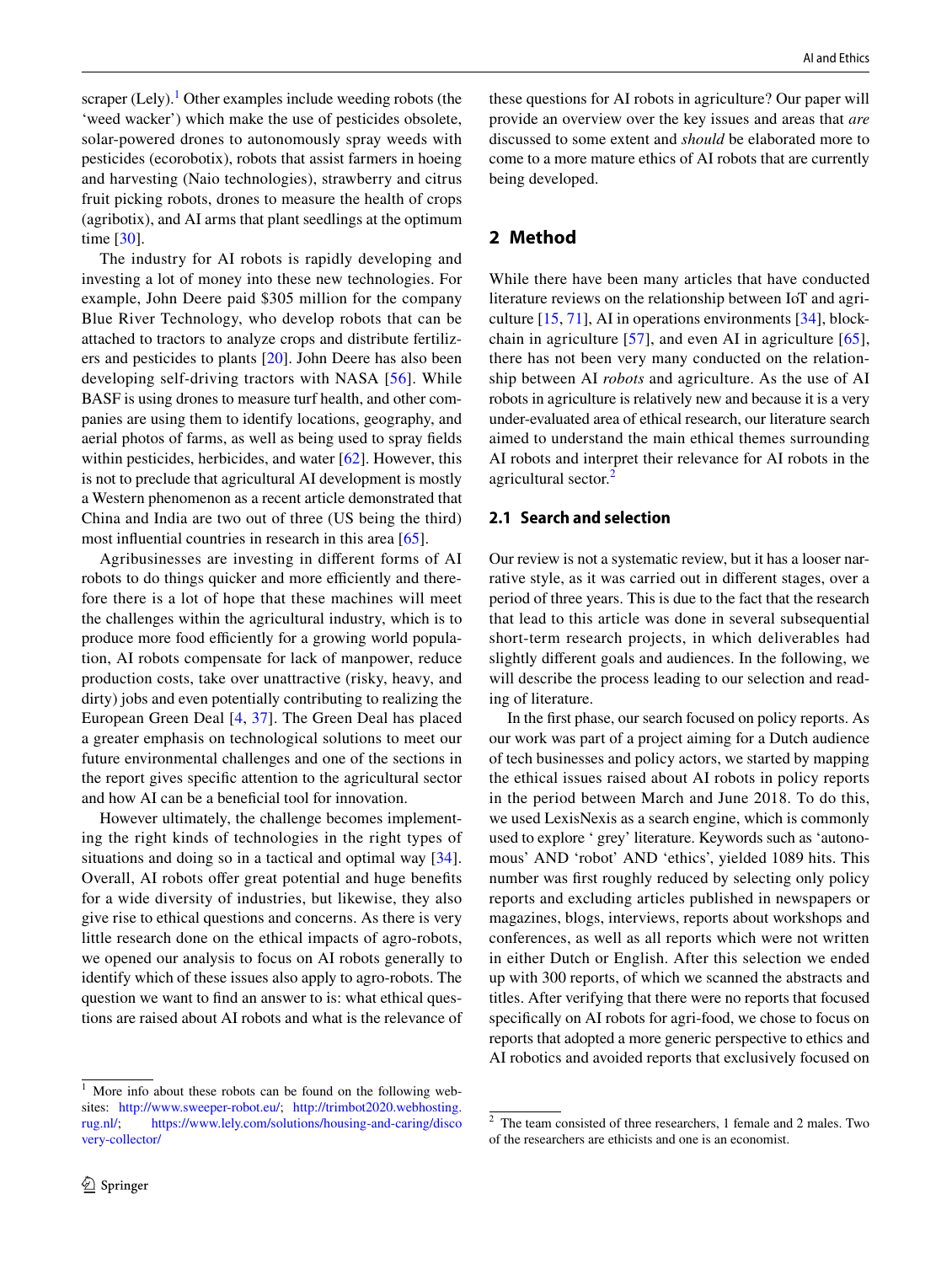scraper (Lely).[1] Other examples include weeding robots (the 'weed wacker') which make the use of pesticides obsolete, solar-powered drones to autonomously spray weeds with pesticides (ecorobotix), robots that assist farmers in hoeing and harvesting (Naio technologies), strawberry and citrus fruit picking robots, drones to measure the health of crops (agribotix), and AI arms that plant seedlings at the optimum time [30].

The industry for AI robots is rapidly developing and investing a lot of money into these new technologies. For example, John Deere paid $305 million for the company Blue River Technology, who develop robots that can be attached to tractors to analyze crops and distribute fertilizers and pesticides to plants [20]. John Deere has also been developing self-driving tractors with NASA [56]. While BASF is using drones to measure turf health, and other companies are using them to identify locations, geography, and aerial photos of farms, as well as being used to spray fields within pesticides, herbicides, and water [62]. However, this is not to preclude that agricultural AI development is mostly a Western phenomenon as a recent article demonstrated that China and India are two out of three (US being the third) most influential countries in research in this area [65].

Agribusinesses are investing in different forms of AI robots to do things quicker and more efficiently and therefore there is a lot of hope that these machines will meet the challenges within the agricultural industry, which is to produce more food efficiently for a growing world population, AI robots compensate for lack of manpower, reduce production costs, take over unattractive (risky, heavy, and dirty) jobs and even potentially contributing to realizing the European Green Deal [4, 37]. The Green Deal has placed a greater emphasis on technological solutions to meet our future environmental challenges and one of the sections in the report gives specific attention to the agricultural sector and how AI can be a beneficial tool for innovation.

However ultimately, the challenge becomes implementing the right kinds of technologies in the right types of situations and doing so in a tactical and optimal way [34]. Overall, AI robots offer great potential and huge benefits for a wide diversity of industries, but likewise, they also give rise to ethical questions and concerns. As there is very little research done on the ethical impacts of agro-robots, we opened our analysis to focus on AI robots generally to identify which of these issues also apply to agro-robots. The question we want to find an answer to is: what ethical questions are raised about AI robots and what is the relevance of these questions for AI robots in agriculture? Our paper will provide an overview over the key issues and areas that *are* discussed to some extent and *should* be elaborated more to come to a more mature ethics of AI robots that are currently being developed.

## 2 Method

While there have been many articles that have conducted literature reviews on the relationship between IoT and agriculture [15, 71], AI in operations environments [34], blockchain in agriculture [57], and even AI in agriculture [65], there has not been very many conducted on the relationship between AI *robots* and agriculture. As the use of AI robots in agriculture is relatively new and because it is a very under-evaluated area of ethical research, our literature search aimed to understand the main ethical themes surrounding AI robots and interpret their relevance for AI robots in the agricultural sector.[2]

### 2.1 Search and selection

Our review is not a systematic review, but it has a looser narrative style, as it was carried out in different stages, over a period of three years. This is due to the fact that the research that lead to this article was done in several subsequential short-term research projects, in which deliverables had slightly different goals and audiences. In the following, we will describe the process leading to our selection and reading of literature.

In the first phase, our search focused on policy reports. As our work was part of a project aiming for a Dutch audience of tech businesses and policy actors, we started by mapping the ethical issues raised about AI robots in policy reports in the period between March and June 2018. To do this, we used LexisNexis as a search engine, which is commonly used to explore ' grey' literature. Keywords such as 'autonomous' AND 'robot' AND 'ethics', yielded 1089 hits. This number was first roughly reduced by selecting only policy reports and excluding articles published in newspapers or magazines, blogs, interviews, reports about workshops and conferences, as well as all reports which were not written in either Dutch or English. After this selection we ended up with 300 reports, of which we scanned the abstracts and titles. After verifying that there were no reports that focused specifically on AI robots for agri-food, we chose to focus on reports that adopted a more generic perspective to ethics and AI robotics and avoided reports that exclusively focused on

[1] More info about these robots can be found on the following websites: http://www.sweeper-robot.eu/; http://trimbot2020.webhosting.rug.nl/; https://www.lely.com/solutions/housing-and-caring/discovery-collector/

[2] The team consisted of three researchers, 1 female and 2 males. Two of the researchers are ethicists and one is an economist.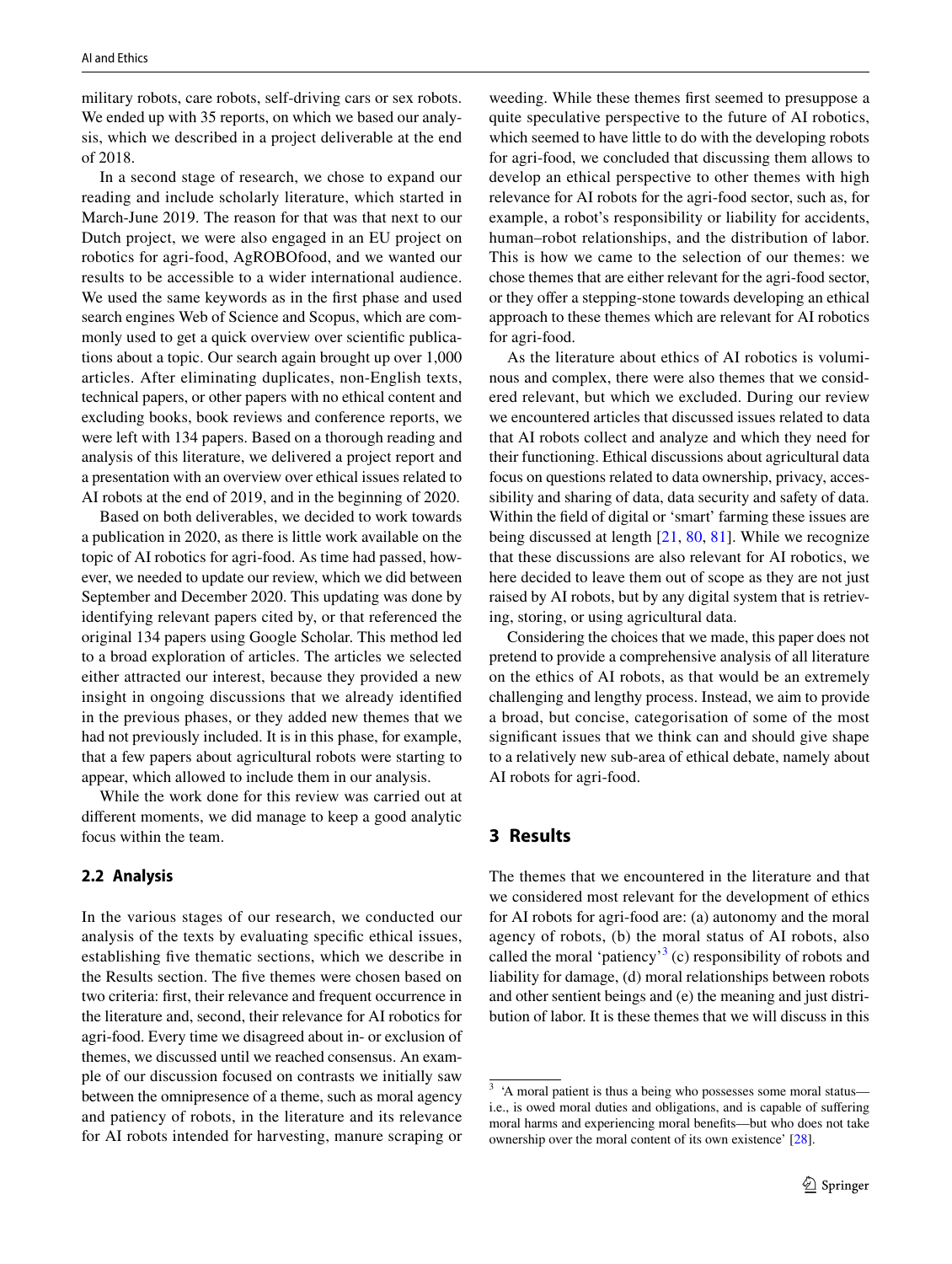military robots, care robots, self-driving cars or sex robots. We ended up with 35 reports, on which we based our analysis, which we described in a project deliverable at the end of 2018.

In a second stage of research, we chose to expand our reading and include scholarly literature, which started in March-June 2019. The reason for that was that next to our Dutch project, we were also engaged in an EU project on robotics for agri-food, AgROBOfood, and we wanted our results to be accessible to a wider international audience. We used the same keywords as in the first phase and used search engines Web of Science and Scopus, which are commonly used to get a quick overview over scientific publications about a topic. Our search again brought up over 1,000 articles. After eliminating duplicates, non-English texts, technical papers, or other papers with no ethical content and excluding books, book reviews and conference reports, we were left with 134 papers. Based on a thorough reading and analysis of this literature, we delivered a project report and a presentation with an overview over ethical issues related to AI robots at the end of 2019, and in the beginning of 2020.

Based on both deliverables, we decided to work towards a publication in 2020, as there is little work available on the topic of AI robotics for agri-food. As time had passed, however, we needed to update our review, which we did between September and December 2020. This updating was done by identifying relevant papers cited by, or that referenced the original 134 papers using Google Scholar. This method led to a broad exploration of articles. The articles we selected either attracted our interest, because they provided a new insight in ongoing discussions that we already identified in the previous phases, or they added new themes that we had not previously included. It is in this phase, for example, that a few papers about agricultural robots were starting to appear, which allowed to include them in our analysis.

While the work done for this review was carried out at different moments, we did manage to keep a good analytic focus within the team.

### 2.2 Analysis

In the various stages of our research, we conducted our analysis of the texts by evaluating specific ethical issues, establishing five thematic sections, which we describe in the Results section. The five themes were chosen based on two criteria: first, their relevance and frequent occurrence in the literature and, second, their relevance for AI robotics for agri-food. Every time we disagreed about in- or exclusion of themes, we discussed until we reached consensus. An example of our discussion focused on contrasts we initially saw between the omnipresence of a theme, such as moral agency and patiency of robots, in the literature and its relevance for AI robots intended for harvesting, manure scraping or weeding. While these themes first seemed to presuppose a quite speculative perspective to the future of AI robotics, which seemed to have little to do with the developing robots for agri-food, we concluded that discussing them allows to develop an ethical perspective to other themes with high relevance for AI robots for the agri-food sector, such as, for example, a robot's responsibility or liability for accidents, human–robot relationships, and the distribution of labor. This is how we came to the selection of our themes: we chose themes that are either relevant for the agri-food sector, or they offer a stepping-stone towards developing an ethical approach to these themes which are relevant for AI robotics for agri-food.

As the literature about ethics of AI robotics is voluminous and complex, there were also themes that we considered relevant, but which we excluded. During our review we encountered articles that discussed issues related to data that AI robots collect and analyze and which they need for their functioning. Ethical discussions about agricultural data focus on questions related to data ownership, privacy, accessibility and sharing of data, data security and safety of data. Within the field of digital or 'smart' farming these issues are being discussed at length [21, 80, 81]. While we recognize that these discussions are also relevant for AI robotics, we here decided to leave them out of scope as they are not just raised by AI robots, but by any digital system that is retrieving, storing, or using agricultural data.

Considering the choices that we made, this paper does not pretend to provide a comprehensive analysis of all literature on the ethics of AI robots, as that would be an extremely challenging and lengthy process. Instead, we aim to provide a broad, but concise, categorisation of some of the most significant issues that we think can and should give shape to a relatively new sub-area of ethical debate, namely about AI robots for agri-food.

## 3 Results

The themes that we encountered in the literature and that we considered most relevant for the development of ethics for AI robots for agri-food are: (a) autonomy and the moral agency of robots, (b) the moral status of AI robots, also called the moral 'patiency'[3] (c) responsibility of robots and liability for damage, (d) moral relationships between robots and other sentient beings and (e) the meaning and just distribution of labor. It is these themes that we will discuss in this

---

[3] 'A moral patient is thus a being who possesses some moral status—i.e., is owed moral duties and obligations, and is capable of suffering moral harms and experiencing moral benefits—but who does not take ownership over the moral content of its own existence' [28].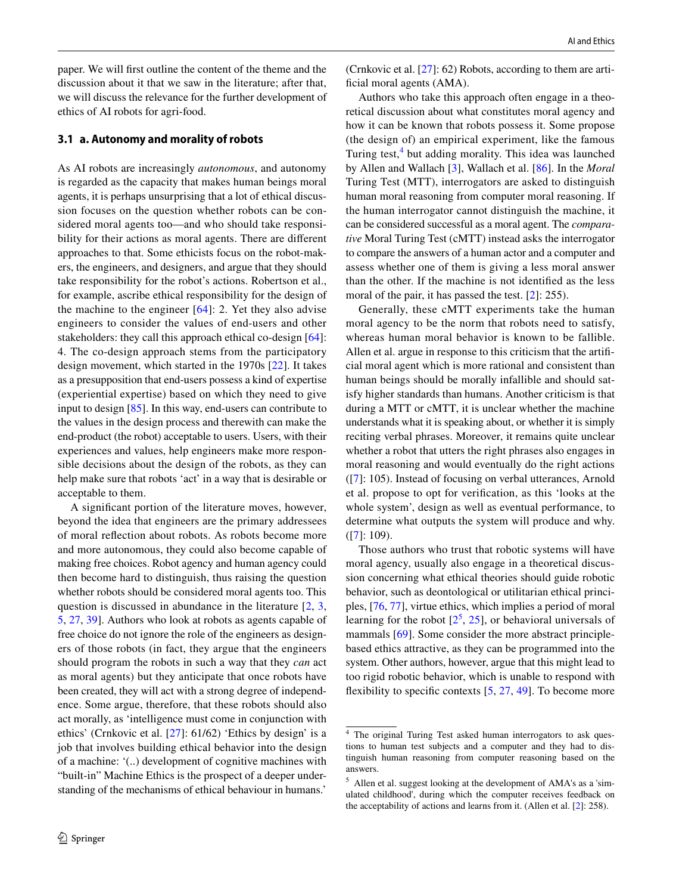paper. We will first outline the content of the theme and the discussion about it that we saw in the literature; after that, we will discuss the relevance for the further development of ethics of AI robots for agri-food.

### 3.1 a. Autonomy and morality of robots

As AI robots are increasingly *autonomous*, and autonomy is regarded as the capacity that makes human beings moral agents, it is perhaps unsurprising that a lot of ethical discussion focuses on the question whether robots can be considered moral agents too—and who should take responsibility for their actions as moral agents. There are different approaches to that. Some ethicists focus on the robot-makers, the engineers, and designers, and argue that they should take responsibility for the robot's actions. Robertson et al., for example, ascribe ethical responsibility for the design of the machine to the engineer [64]: 2. Yet they also advise engineers to consider the values of end-users and other stakeholders: they call this approach ethical co-design [64]: 4. The co-design approach stems from the participatory design movement, which started in the 1970s [22]. It takes as a presupposition that end-users possess a kind of expertise (experiential expertise) based on which they need to give input to design [85]. In this way, end-users can contribute to the values in the design process and therewith can make the end-product (the robot) acceptable to users. Users, with their experiences and values, help engineers make more responsible decisions about the design of the robots, as they can help make sure that robots 'act' in a way that is desirable or acceptable to them.

A significant portion of the literature moves, however, beyond the idea that engineers are the primary addressees of moral reflection about robots. As robots become more and more autonomous, they could also become capable of making free choices. Robot agency and human agency could then become hard to distinguish, thus raising the question whether robots should be considered moral agents too. This question is discussed in abundance in the literature [2, 3, 5, 27, 39]. Authors who look at robots as agents capable of free choice do not ignore the role of the engineers as designers of those robots (in fact, they argue that the engineers should program the robots in such a way that they *can* act as moral agents) but they anticipate that once robots have been created, they will act with a strong degree of independence. Some argue, therefore, that these robots should also act morally, as 'intelligence must come in conjunction with ethics' (Crnkovic et al. [27]: 61/62) 'Ethics by design' is a job that involves building ethical behavior into the design of a machine: '(..) development of cognitive machines with "built-in" Machine Ethics is the prospect of a deeper understanding of the mechanisms of ethical behaviour in humans.' (Crnkovic et al. [27]: 62) Robots, according to them are artificial moral agents (AMA).

Authors who take this approach often engage in a theoretical discussion about what constitutes moral agency and how it can be known that robots possess it. Some propose (the design of) an empirical experiment, like the famous Turing test,[4] but adding morality. This idea was launched by Allen and Wallach [3], Wallach et al. [86]. In the *Moral* Turing Test (MTT), interrogators are asked to distinguish human moral reasoning from computer moral reasoning. If the human interrogator cannot distinguish the machine, it can be considered successful as a moral agent. The *comparative* Moral Turing Test (cMTT) instead asks the interrogator to compare the answers of a human actor and a computer and assess whether one of them is giving a less moral answer than the other. If the machine is not identified as the less moral of the pair, it has passed the test. [2]: 255).

Generally, these cMTT experiments take the human moral agency to be the norm that robots need to satisfy, whereas human moral behavior is known to be fallible. Allen et al. argue in response to this criticism that the artificial moral agent which is more rational and consistent than human beings should be morally infallible and should satisfy higher standards than humans. Another criticism is that during a MTT or cMTT, it is unclear whether the machine understands what it is speaking about, or whether it is simply reciting verbal phrases. Moreover, it remains quite unclear whether a robot that utters the right phrases also engages in moral reasoning and would eventually do the right actions ([7]: 105). Instead of focusing on verbal utterances, Arnold et al. propose to opt for verification, as this 'looks at the whole system', design as well as eventual performance, to determine what outputs the system will produce and why. ([7]: 109).

Those authors who trust that robotic systems will have moral agency, usually also engage in a theoretical discussion concerning what ethical theories should guide robotic behavior, such as deontological or utilitarian ethical principles, [76, 77], virtue ethics, which implies a period of moral learning for the robot [2[5], 25], or behavioral universals of mammals [69]. Some consider the more abstract principle-based ethics attractive, as they can be programmed into the system. Other authors, however, argue that this might lead to too rigid robotic behavior, which is unable to respond with flexibility to specific contexts [5, 27, 49]. To become more

[4] The original Turing Test asked human interrogators to ask questions to human test subjects and a computer and they had to distinguish human reasoning from computer reasoning based on the answers.

[5] Allen et al. suggest looking at the development of AMA's as a 'simulated childhood', during which the computer receives feedback on the acceptability of actions and learns from it. (Allen et al. [2]: 258).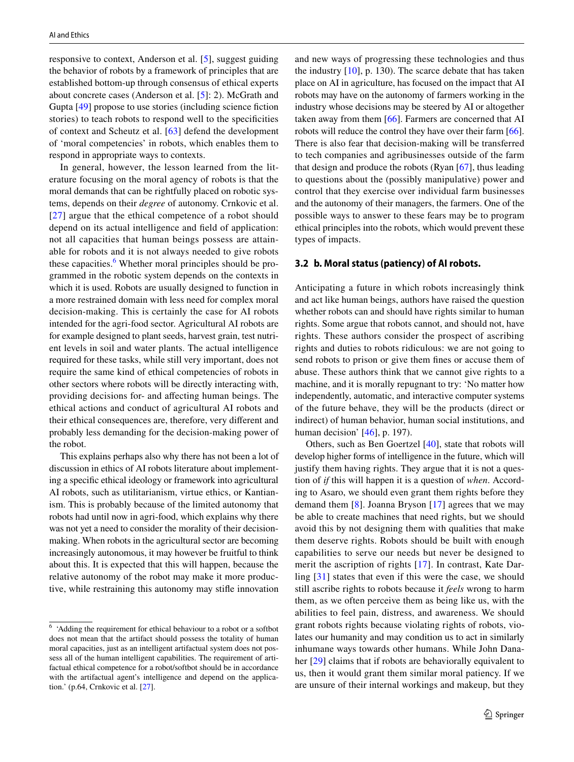responsive to context, Anderson et al. [5], suggest guiding the behavior of robots by a framework of principles that are established bottom-up through consensus of ethical experts about concrete cases (Anderson et al. [5]: 2). McGrath and Gupta [49] propose to use stories (including science fiction stories) to teach robots to respond well to the specificities of context and Scheutz et al. [63] defend the development of 'moral competencies' in robots, which enables them to respond in appropriate ways to contexts.

In general, however, the lesson learned from the literature focusing on the moral agency of robots is that the moral demands that can be rightfully placed on robotic systems, depends on their *degree* of autonomy. Crnkovic et al. [27] argue that the ethical competence of a robot should depend on its actual intelligence and field of application: not all capacities that human beings possess are attainable for robots and it is not always needed to give robots these capacities.[6] Whether moral principles should be programmed in the robotic system depends on the contexts in which it is used. Robots are usually designed to function in a more restrained domain with less need for complex moral decision-making. This is certainly the case for AI robots intended for the agri-food sector. Agricultural AI robots are for example designed to plant seeds, harvest grain, test nutrient levels in soil and water plants. The actual intelligence required for these tasks, while still very important, does not require the same kind of ethical competencies of robots in other sectors where robots will be directly interacting with, providing decisions for- and affecting human beings. The ethical actions and conduct of agricultural AI robots and their ethical consequences are, therefore, very different and probably less demanding for the decision-making power of the robot.

This explains perhaps also why there has not been a lot of discussion in ethics of AI robots literature about implementing a specific ethical ideology or framework into agricultural AI robots, such as utilitarianism, virtue ethics, or Kantianism. This is probably because of the limited autonomy that robots had until now in agri-food, which explains why there was not yet a need to consider the morality of their decision-making. When robots in the agricultural sector are becoming increasingly autonomous, it may however be fruitful to think about this. It is expected that this will happen, because the relative autonomy of the robot may make it more productive, while restraining this autonomy may stifle innovation and new ways of progressing these technologies and thus the industry [10], p. 130). The scarce debate that has taken place on AI in agriculture, has focused on the impact that AI robots may have on the autonomy of farmers working in the industry whose decisions may be steered by AI or altogether taken away from them [66]. Farmers are concerned that AI robots will reduce the control they have over their farm [66]. There is also fear that decision-making will be transferred to tech companies and agribusinesses outside of the farm that design and produce the robots (Ryan [67], thus leading to questions about the (possibly manipulative) power and control that they exercise over individual farm businesses and the autonomy of their managers, the farmers. One of the possible ways to answer to these fears may be to program ethical principles into the robots, which would prevent these types of impacts.

### 3.2 b. Moral status (patiency) of AI robots.

Anticipating a future in which robots increasingly think and act like human beings, authors have raised the question whether robots can and should have rights similar to human rights. Some argue that robots cannot, and should not, have rights. These authors consider the prospect of ascribing rights and duties to robots ridiculous: we are not going to send robots to prison or give them fines or accuse them of abuse. These authors think that we cannot give rights to a machine, and it is morally repugnant to try: 'No matter how independently, automatic, and interactive computer systems of the future behave, they will be the products (direct or indirect) of human behavior, human social institutions, and human decision' [46], p. 197).

Others, such as Ben Goertzel [40], state that robots will develop higher forms of intelligence in the future, which will justify them having rights. They argue that it is not a question of *if* this will happen it is a question of *when*. According to Asaro, we should even grant them rights before they demand them [8]. Joanna Bryson [17] agrees that we may be able to create machines that need rights, but we should avoid this by not designing them with qualities that make them deserve rights. Robots should be built with enough capabilities to serve our needs but never be designed to merit the ascription of rights [17]. In contrast, Kate Darling [31] states that even if this were the case, we should still ascribe rights to robots because it *feels* wrong to harm them, as we often perceive them as being like us, with the abilities to feel pain, distress, and awareness. We should grant robots rights because violating rights of robots, violates our humanity and may condition us to act in similarly inhumane ways towards other humans. While John Danaher [29] claims that if robots are behaviorally equivalent to us, then it would grant them similar moral patiency. If we are unsure of their internal workings and makeup, but they

[6] 'Adding the requirement for ethical behaviour to a robot or a softbot does not mean that the artifact should possess the totality of human moral capacities, just as an intelligent artifactual system does not possess all of the human intelligent capabilities. The requirement of artifactual ethical competence for a robot/softbot should be in accordance with the artifactual agent's intelligence and depend on the application.' (p.64, Crnkovic et al. [27].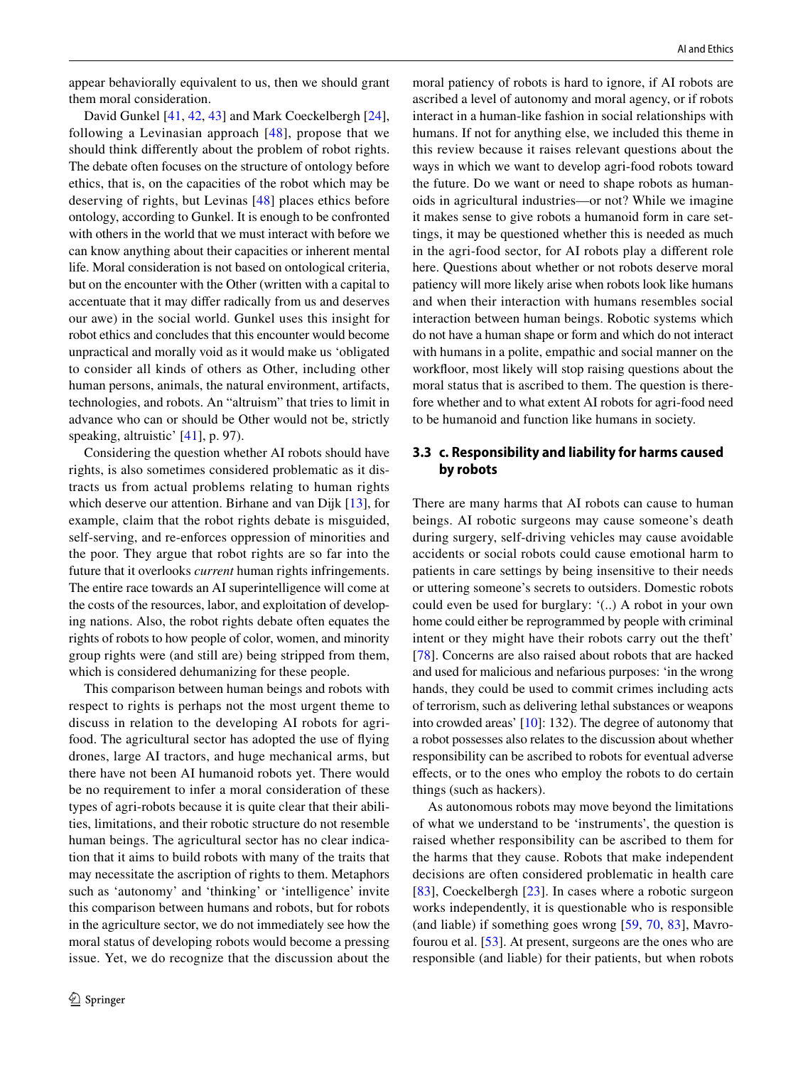appear behaviorally equivalent to us, then we should grant them moral consideration.

David Gunkel [41, 42, 43] and Mark Coeckelbergh [24], following a Levinasian approach [48], propose that we should think differently about the problem of robot rights. The debate often focuses on the structure of ontology before ethics, that is, on the capacities of the robot which may be deserving of rights, but Levinas [48] places ethics before ontology, according to Gunkel. It is enough to be confronted with others in the world that we must interact with before we can know anything about their capacities or inherent mental life. Moral consideration is not based on ontological criteria, but on the encounter with the Other (written with a capital to accentuate that it may differ radically from us and deserves our awe) in the social world. Gunkel uses this insight for robot ethics and concludes that this encounter would become unpractical and morally void as it would make us 'obligated to consider all kinds of others as Other, including other human persons, animals, the natural environment, artifacts, technologies, and robots. An "altruism" that tries to limit in advance who can or should be Other would not be, strictly speaking, altruistic' [41], p. 97).

Considering the question whether AI robots should have rights, is also sometimes considered problematic as it distracts us from actual problems relating to human rights which deserve our attention. Birhane and van Dijk [13], for example, claim that the robot rights debate is misguided, self-serving, and re-enforces oppression of minorities and the poor. They argue that robot rights are so far into the future that it overlooks *current* human rights infringements. The entire race towards an AI superintelligence will come at the costs of the resources, labor, and exploitation of developing nations. Also, the robot rights debate often equates the rights of robots to how people of color, women, and minority group rights were (and still are) being stripped from them, which is considered dehumanizing for these people.

This comparison between human beings and robots with respect to rights is perhaps not the most urgent theme to discuss in relation to the developing AI robots for agri-food. The agricultural sector has adopted the use of flying drones, large AI tractors, and huge mechanical arms, but there have not been AI humanoid robots yet. There would be no requirement to infer a moral consideration of these types of agri-robots because it is quite clear that their abilities, limitations, and their robotic structure do not resemble human beings. The agricultural sector has no clear indication that it aims to build robots with many of the traits that may necessitate the ascription of rights to them. Metaphors such as 'autonomy' and 'thinking' or 'intelligence' invite this comparison between humans and robots, but for robots in the agriculture sector, we do not immediately see how the moral status of developing robots would become a pressing issue. Yet, we do recognize that the discussion about the moral patiency of robots is hard to ignore, if AI robots are ascribed a level of autonomy and moral agency, or if robots interact in a human-like fashion in social relationships with humans. If not for anything else, we included this theme in this review because it raises relevant questions about the ways in which we want to develop agri-food robots toward the future. Do we want or need to shape robots as humanoids in agricultural industries—or not? While we imagine it makes sense to give robots a humanoid form in care settings, it may be questioned whether this is needed as much in the agri-food sector, for AI robots play a different role here. Questions about whether or not robots deserve moral patiency will more likely arise when robots look like humans and when their interaction with humans resembles social interaction between human beings. Robotic systems which do not have a human shape or form and which do not interact with humans in a polite, empathic and social manner on the workfloor, most likely will stop raising questions about the moral status that is ascribed to them. The question is therefore whether and to what extent AI robots for agri-food need to be humanoid and function like humans in society.

### 3.3 c. Responsibility and liability for harms caused by robots

There are many harms that AI robots can cause to human beings. AI robotic surgeons may cause someone's death during surgery, self-driving vehicles may cause avoidable accidents or social robots could cause emotional harm to patients in care settings by being insensitive to their needs or uttering someone's secrets to outsiders. Domestic robots could even be used for burglary: '(..) A robot in your own home could either be reprogrammed by people with criminal intent or they might have their robots carry out the theft' [78]. Concerns are also raised about robots that are hacked and used for malicious and nefarious purposes: 'in the wrong hands, they could be used to commit crimes including acts of terrorism, such as delivering lethal substances or weapons into crowded areas' [10]: 132). The degree of autonomy that a robot possesses also relates to the discussion about whether responsibility can be ascribed to robots for eventual adverse effects, or to the ones who employ the robots to do certain things (such as hackers).

As autonomous robots may move beyond the limitations of what we understand to be 'instruments', the question is raised whether responsibility can be ascribed to them for the harms that they cause. Robots that make independent decisions are often considered problematic in health care [83], Coeckelbergh [23]. In cases where a robotic surgeon works independently, it is questionable who is responsible (and liable) if something goes wrong [59, 70, 83], Mavrofourou et al. [53]. At present, surgeons are the ones who are responsible (and liable) for their patients, but when robots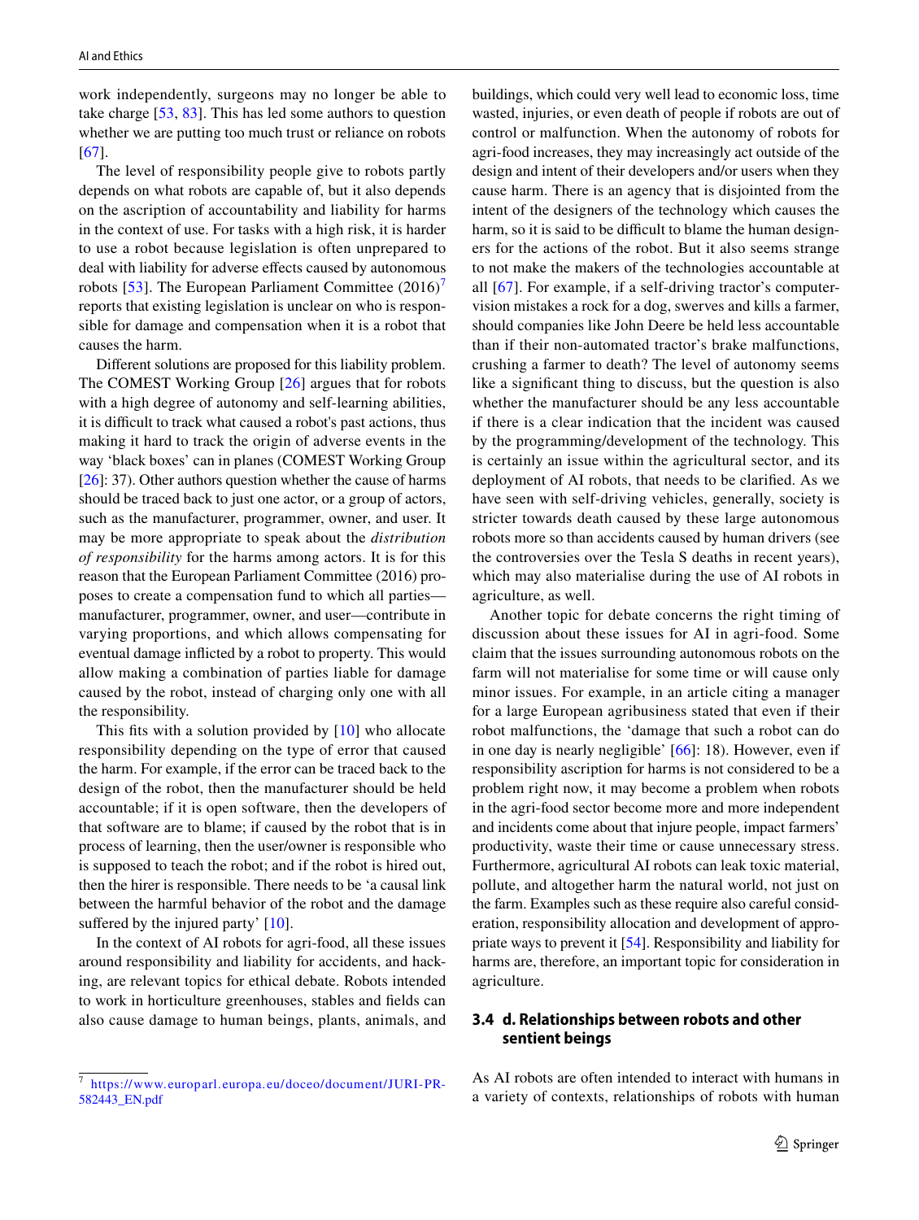work independently, surgeons may no longer be able to take charge [53, 83]. This has led some authors to question whether we are putting too much trust or reliance on robots [67].

The level of responsibility people give to robots partly depends on what robots are capable of, but it also depends on the ascription of accountability and liability for harms in the context of use. For tasks with a high risk, it is harder to use a robot because legislation is often unprepared to deal with liability for adverse effects caused by autonomous robots [53]. The European Parliament Committee (2016)[7] reports that existing legislation is unclear on who is responsible for damage and compensation when it is a robot that causes the harm.

Different solutions are proposed for this liability problem. The COMEST Working Group [26] argues that for robots with a high degree of autonomy and self-learning abilities, it is difficult to track what caused a robot's past actions, thus making it hard to track the origin of adverse events in the way 'black boxes' can in planes (COMEST Working Group [26]: 37). Other authors question whether the cause of harms should be traced back to just one actor, or a group of actors, such as the manufacturer, programmer, owner, and user. It may be more appropriate to speak about the *distribution of responsibility* for the harms among actors. It is for this reason that the European Parliament Committee (2016) proposes to create a compensation fund to which all parties—manufacturer, programmer, owner, and user—contribute in varying proportions, and which allows compensating for eventual damage inflicted by a robot to property. This would allow making a combination of parties liable for damage caused by the robot, instead of charging only one with all the responsibility.

This fits with a solution provided by [10] who allocate responsibility depending on the type of error that caused the harm. For example, if the error can be traced back to the design of the robot, then the manufacturer should be held accountable; if it is open software, then the developers of that software are to blame; if caused by the robot that is in process of learning, then the user/owner is responsible who is supposed to teach the robot; and if the robot is hired out, then the hirer is responsible. There needs to be 'a causal link between the harmful behavior of the robot and the damage suffered by the injured party' [10].

In the context of AI robots for agri-food, all these issues around responsibility and liability for accidents, and hacking, are relevant topics for ethical debate. Robots intended to work in horticulture greenhouses, stables and fields can also cause damage to human beings, plants, animals, and buildings, which could very well lead to economic loss, time wasted, injuries, or even death of people if robots are out of control or malfunction. When the autonomy of robots for agri-food increases, they may increasingly act outside of the design and intent of their developers and/or users when they cause harm. There is an agency that is disjointed from the intent of the designers of the technology which causes the harm, so it is said to be difficult to blame the human designers for the actions of the robot. But it also seems strange to not make the makers of the technologies accountable at all [67]. For example, if a self-driving tractor's computer-vision mistakes a rock for a dog, swerves and kills a farmer, should companies like John Deere be held less accountable than if their non-automated tractor's brake malfunctions, crushing a farmer to death? The level of autonomy seems like a significant thing to discuss, but the question is also whether the manufacturer should be any less accountable if there is a clear indication that the incident was caused by the programming/development of the technology. This is certainly an issue within the agricultural sector, and its deployment of AI robots, that needs to be clarified. As we have seen with self-driving vehicles, generally, society is stricter towards death caused by these large autonomous robots more so than accidents caused by human drivers (see the controversies over the Tesla S deaths in recent years), which may also materialise during the use of AI robots in agriculture, as well.

Another topic for debate concerns the right timing of discussion about these issues for AI in agri-food. Some claim that the issues surrounding autonomous robots on the farm will not materialise for some time or will cause only minor issues. For example, in an article citing a manager for a large European agribusiness stated that even if their robot malfunctions, the 'damage that such a robot can do in one day is nearly negligible' [66]: 18). However, even if responsibility ascription for harms is not considered to be a problem right now, it may become a problem when robots in the agri-food sector become more and more independent and incidents come about that injure people, impact farmers' productivity, waste their time or cause unnecessary stress. Furthermore, agricultural AI robots can leak toxic material, pollute, and altogether harm the natural world, not just on the farm. Examples such as these require also careful consideration, responsibility allocation and development of appropriate ways to prevent it [54]. Responsibility and liability for harms are, therefore, an important topic for consideration in agriculture.

### 3.4 d. Relationships between robots and other sentient beings

As AI robots are often intended to interact with humans in a variety of contexts, relationships of robots with human

---

[7] https://www.europarl.europa.eu/doceo/document/JURI-PR-582443_EN.pdf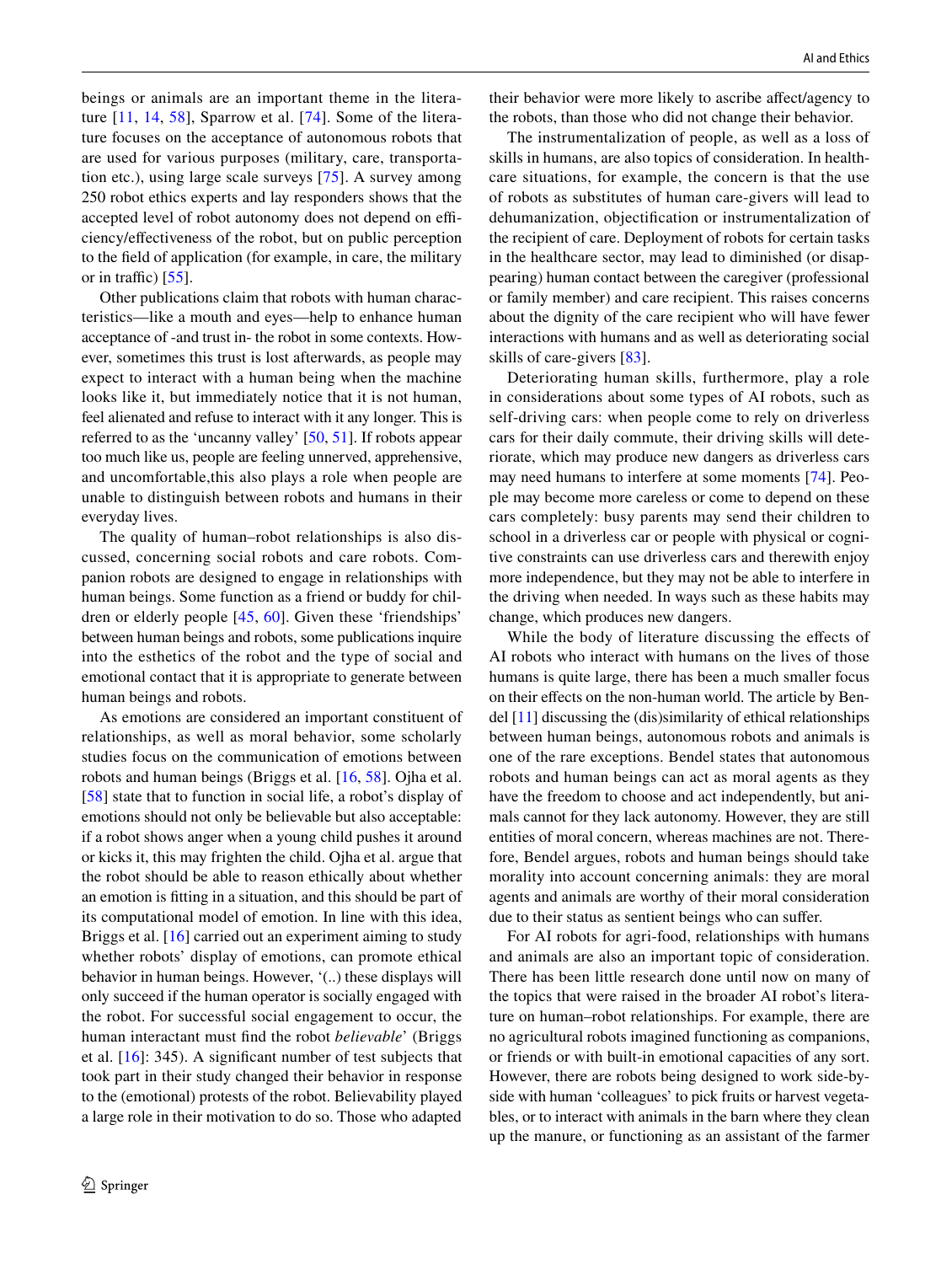beings or animals are an important theme in the literature [11, 14, 58], Sparrow et al. [74]. Some of the literature focuses on the acceptance of autonomous robots that are used for various purposes (military, care, transportation etc.), using large scale surveys [75]. A survey among 250 robot ethics experts and lay responders shows that the accepted level of robot autonomy does not depend on efficiency/effectiveness of the robot, but on public perception to the field of application (for example, in care, the military or in traffic) [55].

Other publications claim that robots with human characteristics—like a mouth and eyes—help to enhance human acceptance of -and trust in- the robot in some contexts. However, sometimes this trust is lost afterwards, as people may expect to interact with a human being when the machine looks like it, but immediately notice that it is not human, feel alienated and refuse to interact with it any longer. This is referred to as the 'uncanny valley' [50, 51]. If robots appear too much like us, people are feeling unnerved, apprehensive, and uncomfortable,this also plays a role when people are unable to distinguish between robots and humans in their everyday lives.

The quality of human–robot relationships is also discussed, concerning social robots and care robots. Companion robots are designed to engage in relationships with human beings. Some function as a friend or buddy for children or elderly people [45, 60]. Given these 'friendships' between human beings and robots, some publications inquire into the esthetics of the robot and the type of social and emotional contact that it is appropriate to generate between human beings and robots.

As emotions are considered an important constituent of relationships, as well as moral behavior, some scholarly studies focus on the communication of emotions between robots and human beings (Briggs et al. [16, 58]. Ojha et al. [58] state that to function in social life, a robot's display of emotions should not only be believable but also acceptable: if a robot shows anger when a young child pushes it around or kicks it, this may frighten the child. Ojha et al. argue that the robot should be able to reason ethically about whether an emotion is fitting in a situation, and this should be part of its computational model of emotion. In line with this idea, Briggs et al. [16] carried out an experiment aiming to study whether robots' display of emotions, can promote ethical behavior in human beings. However, '(..) these displays will only succeed if the human operator is socially engaged with the robot. For successful social engagement to occur, the human interactant must find the robot *believable*' (Briggs et al. [16]: 345). A significant number of test subjects that took part in their study changed their behavior in response to the (emotional) protests of the robot. Believability played a large role in their motivation to do so. Those who adapted their behavior were more likely to ascribe affect/agency to the robots, than those who did not change their behavior.

The instrumentalization of people, as well as a loss of skills in humans, are also topics of consideration. In healthcare situations, for example, the concern is that the use of robots as substitutes of human care-givers will lead to dehumanization, objectification or instrumentalization of the recipient of care. Deployment of robots for certain tasks in the healthcare sector, may lead to diminished (or disappearing) human contact between the caregiver (professional or family member) and care recipient. This raises concerns about the dignity of the care recipient who will have fewer interactions with humans and as well as deteriorating social skills of care-givers [83].

Deteriorating human skills, furthermore, play a role in considerations about some types of AI robots, such as self-driving cars: when people come to rely on driverless cars for their daily commute, their driving skills will deteriorate, which may produce new dangers as driverless cars may need humans to interfere at some moments [74]. People may become more careless or come to depend on these cars completely: busy parents may send their children to school in a driverless car or people with physical or cognitive constraints can use driverless cars and therewith enjoy more independence, but they may not be able to interfere in the driving when needed. In ways such as these habits may change, which produces new dangers.

While the body of literature discussing the effects of AI robots who interact with humans on the lives of those humans is quite large, there has been a much smaller focus on their effects on the non-human world. The article by Bendel [11] discussing the (dis)similarity of ethical relationships between human beings, autonomous robots and animals is one of the rare exceptions. Bendel states that autonomous robots and human beings can act as moral agents as they have the freedom to choose and act independently, but animals cannot for they lack autonomy. However, they are still entities of moral concern, whereas machines are not. Therefore, Bendel argues, robots and human beings should take morality into account concerning animals: they are moral agents and animals are worthy of their moral consideration due to their status as sentient beings who can suffer.

For AI robots for agri-food, relationships with humans and animals are also an important topic of consideration. There has been little research done until now on many of the topics that were raised in the broader AI robot's literature on human–robot relationships. For example, there are no agricultural robots imagined functioning as companions, or friends or with built-in emotional capacities of any sort. However, there are robots being designed to work side-by-side with human 'colleagues' to pick fruits or harvest vegetables, or to interact with animals in the barn where they clean up the manure, or functioning as an assistant of the farmer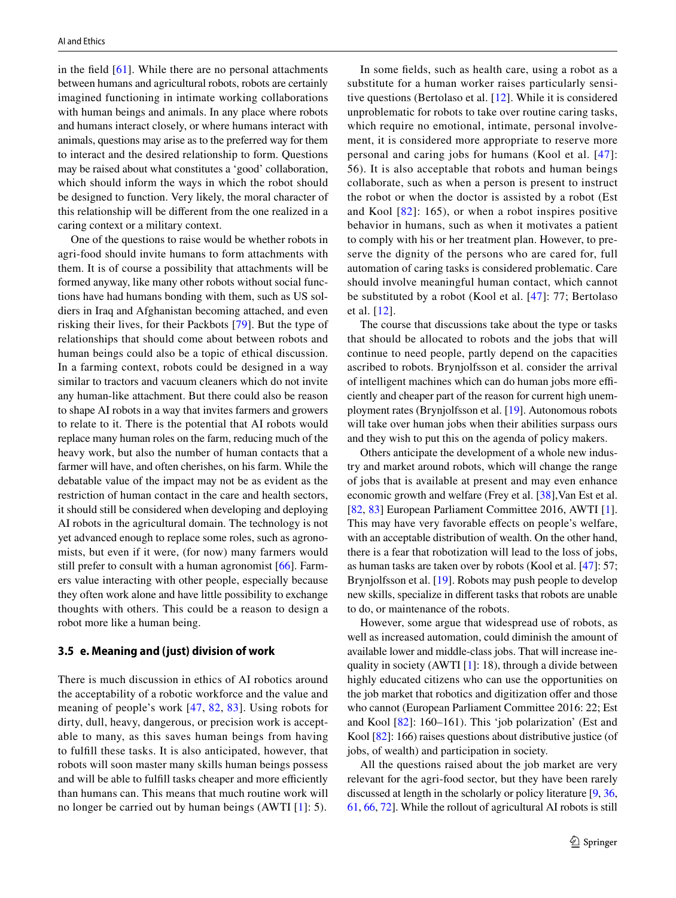in the field [61]. While there are no personal attachments between humans and agricultural robots, robots are certainly imagined functioning in intimate working collaborations with human beings and animals. In any place where robots and humans interact closely, or where humans interact with animals, questions may arise as to the preferred way for them to interact and the desired relationship to form. Questions may be raised about what constitutes a 'good' collaboration, which should inform the ways in which the robot should be designed to function. Very likely, the moral character of this relationship will be different from the one realized in a caring context or a military context.

One of the questions to raise would be whether robots in agri-food should invite humans to form attachments with them. It is of course a possibility that attachments will be formed anyway, like many other robots without social functions have had humans bonding with them, such as US soldiers in Iraq and Afghanistan becoming attached, and even risking their lives, for their Packbots [79]. But the type of relationships that should come about between robots and human beings could also be a topic of ethical discussion. In a farming context, robots could be designed in a way similar to tractors and vacuum cleaners which do not invite any human-like attachment. But there could also be reason to shape AI robots in a way that invites farmers and growers to relate to it. There is the potential that AI robots would replace many human roles on the farm, reducing much of the heavy work, but also the number of human contacts that a farmer will have, and often cherishes, on his farm. While the debatable value of the impact may not be as evident as the restriction of human contact in the care and health sectors, it should still be considered when developing and deploying AI robots in the agricultural domain. The technology is not yet advanced enough to replace some roles, such as agronomists, but even if it were, (for now) many farmers would still prefer to consult with a human agronomist [66]. Farmers value interacting with other people, especially because they often work alone and have little possibility to exchange thoughts with others. This could be a reason to design a robot more like a human being.

### 3.5 e. Meaning and (just) division of work

There is much discussion in ethics of AI robotics around the acceptability of a robotic workforce and the value and meaning of people's work [47, 82, 83]. Using robots for dirty, dull, heavy, dangerous, or precision work is acceptable to many, as this saves human beings from having to fulfill these tasks. It is also anticipated, however, that robots will soon master many skills human beings possess and will be able to fulfill tasks cheaper and more efficiently than humans can. This means that much routine work will no longer be carried out by human beings (AWTI [1]: 5).

In some fields, such as health care, using a robot as a substitute for a human worker raises particularly sensitive questions (Bertolaso et al. [12]. While it is considered unproblematic for robots to take over routine caring tasks, which require no emotional, intimate, personal involvement, it is considered more appropriate to reserve more personal and caring jobs for humans (Kool et al. [47]: 56). It is also acceptable that robots and human beings collaborate, such as when a person is present to instruct the robot or when the doctor is assisted by a robot (Est and Kool [82]: 165), or when a robot inspires positive behavior in humans, such as when it motivates a patient to comply with his or her treatment plan. However, to preserve the dignity of the persons who are cared for, full automation of caring tasks is considered problematic. Care should involve meaningful human contact, which cannot be substituted by a robot (Kool et al. [47]: 77; Bertolaso et al. [12].

The course that discussions take about the type or tasks that should be allocated to robots and the jobs that will continue to need people, partly depend on the capacities ascribed to robots. Brynjolfsson et al. consider the arrival of intelligent machines which can do human jobs more efficiently and cheaper part of the reason for current high unemployment rates (Brynjolfsson et al. [19]. Autonomous robots will take over human jobs when their abilities surpass ours and they wish to put this on the agenda of policy makers.

Others anticipate the development of a whole new industry and market around robots, which will change the range of jobs that is available at present and may even enhance economic growth and welfare (Frey et al. [38],Van Est et al. [82, 83] European Parliament Committee 2016, AWTI [1]. This may have very favorable effects on people's welfare, with an acceptable distribution of wealth. On the other hand, there is a fear that robotization will lead to the loss of jobs, as human tasks are taken over by robots (Kool et al. [47]: 57; Brynjolfsson et al. [19]. Robots may push people to develop new skills, specialize in different tasks that robots are unable to do, or maintenance of the robots.

However, some argue that widespread use of robots, as well as increased automation, could diminish the amount of available lower and middle-class jobs. That will increase inequality in society (AWTI [1]: 18), through a divide between highly educated citizens who can use the opportunities on the job market that robotics and digitization offer and those who cannot (European Parliament Committee 2016: 22; Est and Kool [82]: 160–161). This 'job polarization' (Est and Kool [82]: 166) raises questions about distributive justice (of jobs, of wealth) and participation in society.

All the questions raised about the job market are very relevant for the agri-food sector, but they have been rarely discussed at length in the scholarly or policy literature [9, 36, 61, 66, 72]. While the rollout of agricultural AI robots is still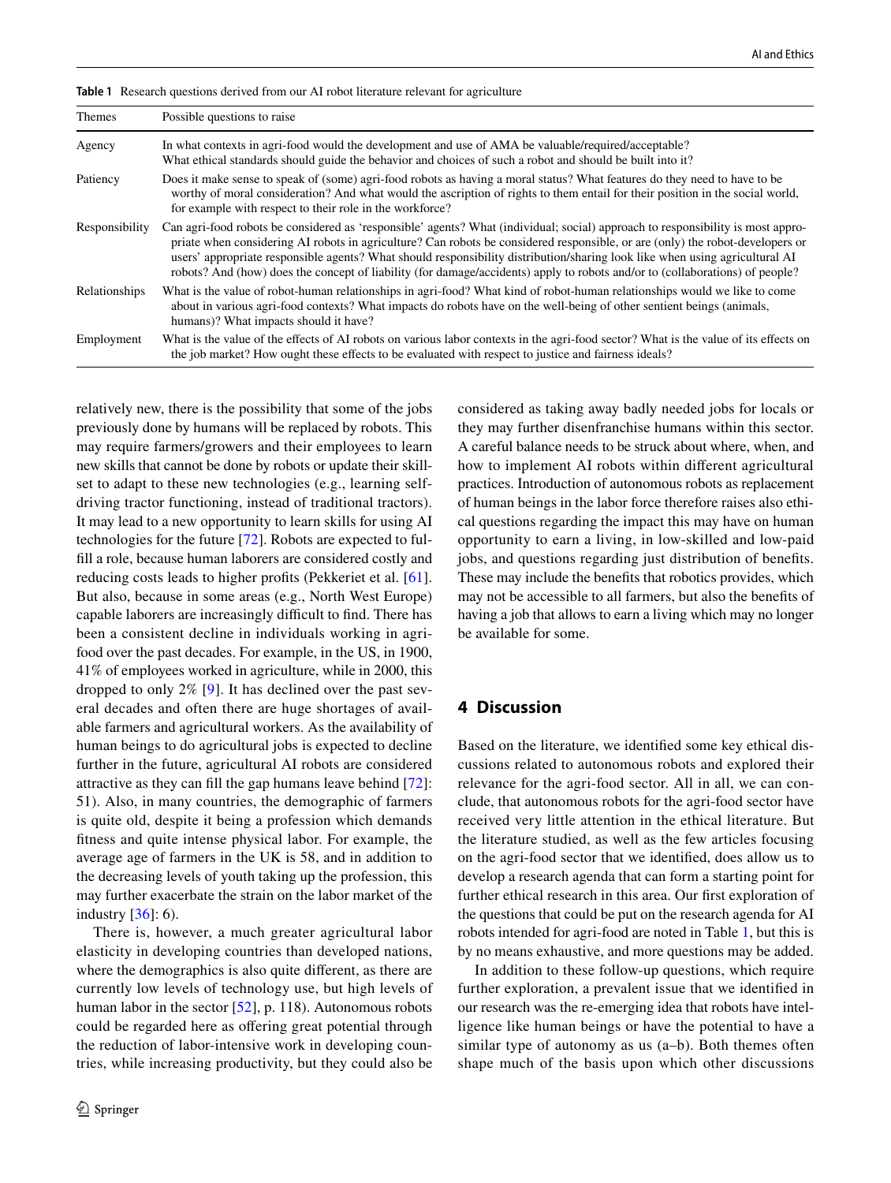**Table 1** Research questions derived from our AI robot literature relevant for agriculture

| Themes | Possible questions to raise |
|---|---|
| Agency | In what contexts in agri-food would the development and use of AMA be valuable/required/acceptable? What ethical standards should guide the behavior and choices of such a robot and should be built into it? |
| Patiency | Does it make sense to speak of (some) agri-food robots as having a moral status? What features do they need to have to be worthy of moral consideration? And what would the ascription of rights to them entail for their position in the social world, for example with respect to their role in the workforce? |
| Responsibility | Can agri-food robots be considered as 'responsible' agents? What (individual; social) approach to responsibility is most appropriate when considering AI robots in agriculture? Can robots be considered responsible, or are (only) the robot-developers or users' appropriate responsible agents? What should responsibility distribution/sharing look like when using agricultural AI robots? And (how) does the concept of liability (for damage/accidents) apply to robots and/or to (collaborations) of people? |
| Relationships | What is the value of robot-human relationships in agri-food? What kind of robot-human relationships would we like to come about in various agri-food contexts? What impacts do robots have on the well-being of other sentient beings (animals, humans)? What impacts should it have? |
| Employment | What is the value of the effects of AI robots on various labor contexts in the agri-food sector? What is the value of its effects on the job market? How ought these effects to be evaluated with respect to justice and fairness ideals? |

relatively new, there is the possibility that some of the jobs previously done by humans will be replaced by robots. This may require farmers/growers and their employees to learn new skills that cannot be done by robots or update their skillset to adapt to these new technologies (e.g., learning self-driving tractor functioning, instead of traditional tractors). It may lead to a new opportunity to learn skills for using AI technologies for the future [72]. Robots are expected to fulfill a role, because human laborers are considered costly and reducing costs leads to higher profits (Pekkeriet et al. [61]. But also, because in some areas (e.g., North West Europe) capable laborers are increasingly difficult to find. There has been a consistent decline in individuals working in agri-food over the past decades. For example, in the US, in 1900, 41% of employees worked in agriculture, while in 2000, this dropped to only 2% [9]. It has declined over the past several decades and often there are huge shortages of available farmers and agricultural workers. As the availability of human beings to do agricultural jobs is expected to decline further in the future, agricultural AI robots are considered attractive as they can fill the gap humans leave behind [72]: 51). Also, in many countries, the demographic of farmers is quite old, despite it being a profession which demands fitness and quite intense physical labor. For example, the average age of farmers in the UK is 58, and in addition to the decreasing levels of youth taking up the profession, this may further exacerbate the strain on the labor market of the industry [36]: 6).

There is, however, a much greater agricultural labor elasticity in developing countries than developed nations, where the demographics is also quite different, as there are currently low levels of technology use, but high levels of human labor in the sector [52], p. 118). Autonomous robots could be regarded here as offering great potential through the reduction of labor-intensive work in developing countries, while increasing productivity, but they could also be considered as taking away badly needed jobs for locals or they may further disenfranchise humans within this sector. A careful balance needs to be struck about where, when, and how to implement AI robots within different agricultural practices. Introduction of autonomous robots as replacement of human beings in the labor force therefore raises also ethical questions regarding the impact this may have on human opportunity to earn a living, in low-skilled and low-paid jobs, and questions regarding just distribution of benefits. These may include the benefits that robotics provides, which may not be accessible to all farmers, but also the benefits of having a job that allows to earn a living which may no longer be available for some.

## 4 Discussion

Based on the literature, we identified some key ethical discussions related to autonomous robots and explored their relevance for the agri-food sector. All in all, we can conclude, that autonomous robots for the agri-food sector have received very little attention in the ethical literature. But the literature studied, as well as the few articles focusing on the agri-food sector that we identified, does allow us to develop a research agenda that can form a starting point for further ethical research in this area. Our first exploration of the questions that could be put on the research agenda for AI robots intended for agri-food are noted in Table 1, but this is by no means exhaustive, and more questions may be added.

In addition to these follow-up questions, which require further exploration, a prevalent issue that we identified in our research was the re-emerging idea that robots have intelligence like human beings or have the potential to have a similar type of autonomy as us (a–b). Both themes often shape much of the basis upon which other discussions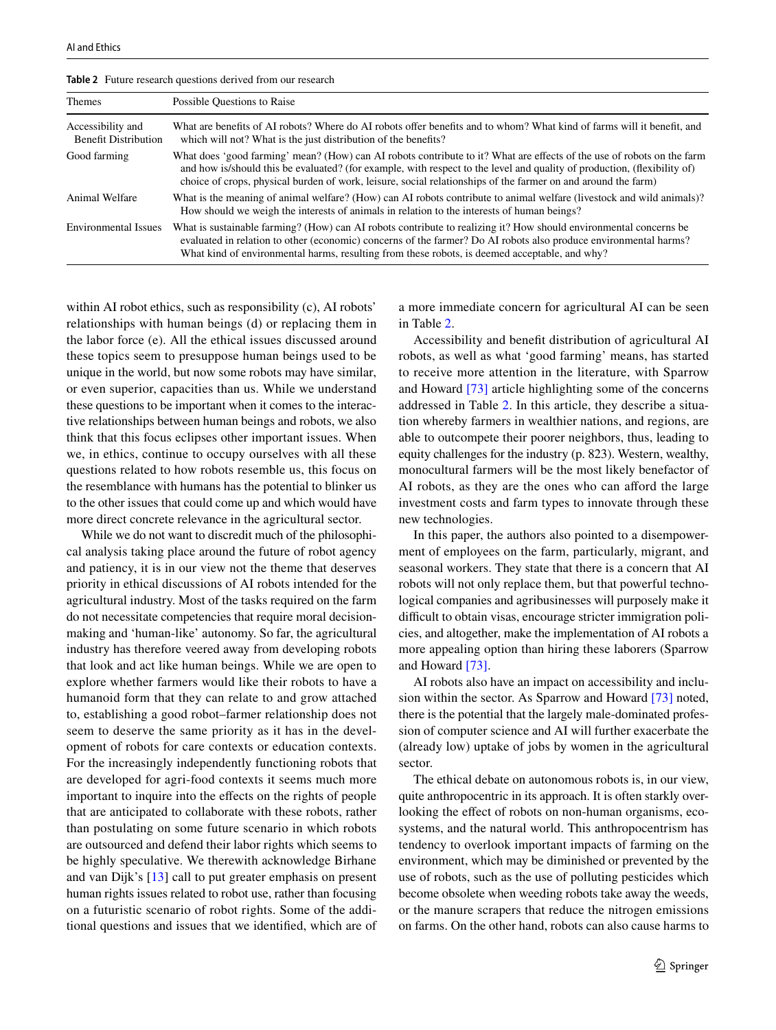**Table 2** Future research questions derived from our research

| Themes | Possible Questions to Raise |
| --- | --- |
| Accessibility and Benefit Distribution | What are benefits of AI robots? Where do AI robots offer benefits and to whom? What kind of farms will it benefit, and which will not? What is the just distribution of the benefits? |
| Good farming | What does 'good farming' mean? (How) can AI robots contribute to it? What are effects of the use of robots on the farm and how is/should this be evaluated? (for example, with respect to the level and quality of production, (flexibility of) choice of crops, physical burden of work, leisure, social relationships of the farmer on and around the farm) |
| Animal Welfare | What is the meaning of animal welfare? (How) can AI robots contribute to animal welfare (livestock and wild animals)? How should we weigh the interests of animals in relation to the interests of human beings? |
| Environmental Issues | What is sustainable farming? (How) can AI robots contribute to realizing it? How should environmental concerns be evaluated in relation to other (economic) concerns of the farmer? Do AI robots also produce environmental harms? What kind of environmental harms, resulting from these robots, is deemed acceptable, and why? |

within AI robot ethics, such as responsibility (c), AI robots' relationships with human beings (d) or replacing them in the labor force (e). All the ethical issues discussed around these topics seem to presuppose human beings used to be unique in the world, but now some robots may have similar, or even superior, capacities than us. While we understand these questions to be important when it comes to the interactive relationships between human beings and robots, we also think that this focus eclipses other important issues. When we, in ethics, continue to occupy ourselves with all these questions related to how robots resemble us, this focus on the resemblance with humans has the potential to blinker us to the other issues that could come up and which would have more direct concrete relevance in the agricultural sector.

While we do not want to discredit much of the philosophical analysis taking place around the future of robot agency and patiency, it is in our view not the theme that deserves priority in ethical discussions of AI robots intended for the agricultural industry. Most of the tasks required on the farm do not necessitate competencies that require moral decision-making and 'human-like' autonomy. So far, the agricultural industry has therefore veered away from developing robots that look and act like human beings. While we are open to explore whether farmers would like their robots to have a humanoid form that they can relate to and grow attached to, establishing a good robot–farmer relationship does not seem to deserve the same priority as it has in the development of robots for care contexts or education contexts. For the increasingly independently functioning robots that are developed for agri-food contexts it seems much more important to inquire into the effects on the rights of people that are anticipated to collaborate with these robots, rather than postulating on some future scenario in which robots are outsourced and defend their labor rights which seems to be highly speculative. We therewith acknowledge Birhane and van Dijk's [13] call to put greater emphasis on present human rights issues related to robot use, rather than focusing on a futuristic scenario of robot rights. Some of the additional questions and issues that we identified, which are of a more immediate concern for agricultural AI can be seen in Table 2.

Accessibility and benefit distribution of agricultural AI robots, as well as what 'good farming' means, has started to receive more attention in the literature, with Sparrow and Howard [73] article highlighting some of the concerns addressed in Table 2. In this article, they describe a situation whereby farmers in wealthier nations, and regions, are able to outcompete their poorer neighbors, thus, leading to equity challenges for the industry (p. 823). Western, wealthy, monocultural farmers will be the most likely benefactor of AI robots, as they are the ones who can afford the large investment costs and farm types to innovate through these new technologies.

In this paper, the authors also pointed to a disempowerment of employees on the farm, particularly, migrant, and seasonal workers. They state that there is a concern that AI robots will not only replace them, but that powerful technological companies and agribusinesses will purposely make it difficult to obtain visas, encourage stricter immigration policies, and altogether, make the implementation of AI robots a more appealing option than hiring these laborers (Sparrow and Howard [73].

AI robots also have an impact on accessibility and inclusion within the sector. As Sparrow and Howard [73] noted, there is the potential that the largely male-dominated profession of computer science and AI will further exacerbate the (already low) uptake of jobs by women in the agricultural sector.

The ethical debate on autonomous robots is, in our view, quite anthropocentric in its approach. It is often starkly overlooking the effect of robots on non-human organisms, ecosystems, and the natural world. This anthropocentrism has tendency to overlook important impacts of farming on the environment, which may be diminished or prevented by the use of robots, such as the use of polluting pesticides which become obsolete when weeding robots take away the weeds, or the manure scrapers that reduce the nitrogen emissions on farms. On the other hand, robots can also cause harms to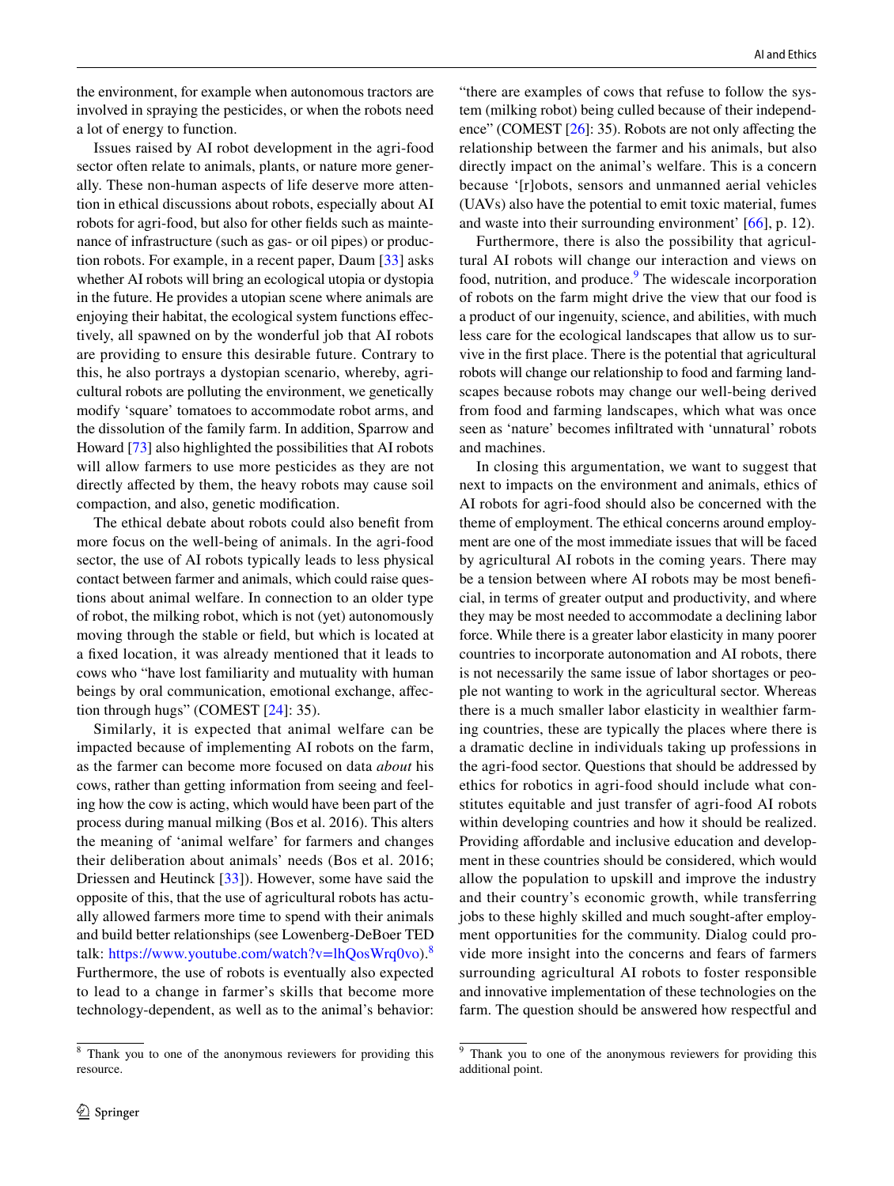the environment, for example when autonomous tractors are involved in spraying the pesticides, or when the robots need a lot of energy to function.

Issues raised by AI robot development in the agri-food sector often relate to animals, plants, or nature more generally. These non-human aspects of life deserve more attention in ethical discussions about robots, especially about AI robots for agri-food, but also for other fields such as maintenance of infrastructure (such as gas- or oil pipes) or production robots. For example, in a recent paper, Daum [33] asks whether AI robots will bring an ecological utopia or dystopia in the future. He provides a utopian scene where animals are enjoying their habitat, the ecological system functions effectively, all spawned on by the wonderful job that AI robots are providing to ensure this desirable future. Contrary to this, he also portrays a dystopian scenario, whereby, agricultural robots are polluting the environment, we genetically modify 'square' tomatoes to accommodate robot arms, and the dissolution of the family farm. In addition, Sparrow and Howard [73] also highlighted the possibilities that AI robots will allow farmers to use more pesticides as they are not directly affected by them, the heavy robots may cause soil compaction, and also, genetic modification.

The ethical debate about robots could also benefit from more focus on the well-being of animals. In the agri-food sector, the use of AI robots typically leads to less physical contact between farmer and animals, which could raise questions about animal welfare. In connection to an older type of robot, the milking robot, which is not (yet) autonomously moving through the stable or field, but which is located at a fixed location, it was already mentioned that it leads to cows who "have lost familiarity and mutuality with human beings by oral communication, emotional exchange, affection through hugs" (COMEST [24]: 35).

Similarly, it is expected that animal welfare can be impacted because of implementing AI robots on the farm, as the farmer can become more focused on data *about* his cows, rather than getting information from seeing and feeling how the cow is acting, which would have been part of the process during manual milking (Bos et al. 2016). This alters the meaning of 'animal welfare' for farmers and changes their deliberation about animals' needs (Bos et al. 2016; Driessen and Heutinck [33]). However, some have said the opposite of this, that the use of agricultural robots has actually allowed farmers more time to spend with their animals and build better relationships (see Lowenberg-DeBoer TED talk: https://www.youtube.com/watch?v=lhQosWrq0vo).[8] Furthermore, the use of robots is eventually also expected to lead to a change in farmer's skills that become more technology-dependent, as well as to the animal's behavior: "there are examples of cows that refuse to follow the system (milking robot) being culled because of their independence" (COMEST [26]: 35). Robots are not only affecting the relationship between the farmer and his animals, but also directly impact on the animal's welfare. This is a concern because '[r]obots, sensors and unmanned aerial vehicles (UAVs) also have the potential to emit toxic material, fumes and waste into their surrounding environment' [66], p. 12).

Furthermore, there is also the possibility that agricultural AI robots will change our interaction and views on food, nutrition, and produce.[9] The widescale incorporation of robots on the farm might drive the view that our food is a product of our ingenuity, science, and abilities, with much less care for the ecological landscapes that allow us to survive in the first place. There is the potential that agricultural robots will change our relationship to food and farming landscapes because robots may change our well-being derived from food and farming landscapes, which what was once seen as 'nature' becomes infiltrated with 'unnatural' robots and machines.

In closing this argumentation, we want to suggest that next to impacts on the environment and animals, ethics of AI robots for agri-food should also be concerned with the theme of employment. The ethical concerns around employment are one of the most immediate issues that will be faced by agricultural AI robots in the coming years. There may be a tension between where AI robots may be most beneficial, in terms of greater output and productivity, and where they may be most needed to accommodate a declining labor force. While there is a greater labor elasticity in many poorer countries to incorporate autonomation and AI robots, there is not necessarily the same issue of labor shortages or people not wanting to work in the agricultural sector. Whereas there is a much smaller labor elasticity in wealthier farming countries, these are typically the places where there is a dramatic decline in individuals taking up professions in the agri-food sector. Questions that should be addressed by ethics for robotics in agri-food should include what constitutes equitable and just transfer of agri-food AI robots within developing countries and how it should be realized. Providing affordable and inclusive education and development in these countries should be considered, which would allow the population to upskill and improve the industry and their country's economic growth, while transferring jobs to these highly skilled and much sought-after employment opportunities for the community. Dialog could provide more insight into the concerns and fears of farmers surrounding agricultural AI robots to foster responsible and innovative implementation of these technologies on the farm. The question should be answered how respectful and

[8] Thank you to one of the anonymous reviewers for providing this resource.

[9] Thank you to one of the anonymous reviewers for providing this additional point.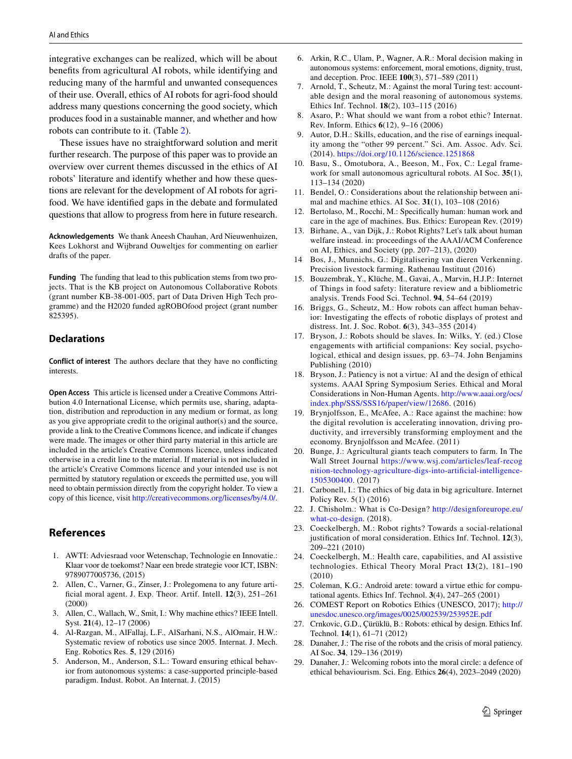integrative exchanges can be realized, which will be about benefits from agricultural AI robots, while identifying and reducing many of the harmful and unwanted consequences of their use. Overall, ethics of AI robots for agri-food should address many questions concerning the good society, which produces food in a sustainable manner, and whether and how robots can contribute to it. (Table 2).

These issues have no straightforward solution and merit further research. The purpose of this paper was to provide an overview over current themes discussed in the ethics of AI robots' literature and identify whether and how these questions are relevant for the development of AI robots for agri-food. We have identified gaps in the debate and formulated questions that allow to progress from here in future research.

**Acknowledgements** We thank Aneesh Chauhan, Ard Nieuwenhuizen, Kees Lokhorst and Wijbrand Ouweltjes for commenting on earlier drafts of the paper.

**Funding** The funding that lead to this publication stems from two projects. That is the KB project on Autonomous Collaborative Robots (grant number KB-38-001-005, part of Data Driven High Tech programme) and the H2020 funded agROBOfood project (grant number 825395).

## Declarations

**Conflict of interest** The authors declare that they have no conflicting interests.

**Open Access** This article is licensed under a Creative Commons Attribution 4.0 International License, which permits use, sharing, adaptation, distribution and reproduction in any medium or format, as long as you give appropriate credit to the original author(s) and the source, provide a link to the Creative Commons licence, and indicate if changes were made. The images or other third party material in this article are included in the article's Creative Commons licence, unless indicated otherwise in a credit line to the material. If material is not included in the article's Creative Commons licence and your intended use is not permitted by statutory regulation or exceeds the permitted use, you will need to obtain permission directly from the copyright holder. To view a copy of this licence, visit http://creativecommons.org/licenses/by/4.0/.

## References

1. AWTI: Adviesraad voor Wetenschap, Technologie en Innovatie.: Klaar voor de toekomst? Naar een brede strategie voor ICT, ISBN: 9789077005736, (2015)
2. Allen, C., Varner, G., Zinser, J.: Prolegomena to any future artificial moral agent. J. Exp. Theor. Artif. Intell. **12**(3), 251–261 (2000)
3. Allen, C., Wallach, W., Smit, I.: Why machine ethics? IEEE Intell. Syst. **21**(4), 12–17 (2006)
4. Al-Razgan, M., AlFallaj, L.F., AlSarhani, N.S., AlOmair, H.W.: Systematic review of robotics use since 2005. Internat. J. Mech. Eng. Robotics Res. **5**, 129 (2016)
5. Anderson, M., Anderson, S.L.: Toward ensuring ethical behavior from autonomous systems: a case-supported principle-based paradigm. Indust. Robot. An Internat. J. (2015)
6. Arkin, R.C., Ulam, P., Wagner, A.R.: Moral decision making in autonomous systems: enforcement, moral emotions, dignity, trust, and deception. Proc. IEEE **100**(3), 571–589 (2011)
7. Arnold, T., Scheutz, M.: Against the moral Turing test: accountable design and the moral reasoning of autonomous systems. Ethics Inf. Technol. **18**(2), 103–115 (2016)
8. Asaro, P.: What should we want from a robot ethic? Internat. Rev. Inform. Ethics **6**(12), 9–16 (2006)
9. Autor, D.H.: Skills, education, and the rise of earnings inequality among the "other 99 percent." Sci. Am. Assoc. Adv. Sci. (2014). https://doi.org/10.1126/science.1251868
10. Basu, S., Omotubora, A., Beeson, M., Fox, C.: Legal framework for small autonomous agricultural robots. AI Soc. **35**(1), 113–134 (2020)
11. Bendel, O.: Considerations about the relationship between animal and machine ethics. AI Soc. **31**(1), 103–108 (2016)
12. Bertolaso, M., Rocchi, M.: Specifically human: human work and care in the age of machines. Bus. Ethics: European Rev. (2019)
13. Birhane, A., van Dijk, J.: Robot Rights? Let's talk about human welfare instead. in: proceedings of the AAAI/ACM Conference on AI, Ethics, and Society (pp. 207–213), (2020)
14. Bos, J., Munnichs, G.: Digitalisering van dieren Verkenning. Precision livestock farming. Rathenau Instituut (2016)
15. Bouzembrak, Y., Klüche, M., Gavai, A., Marvin, H.J.P.: Internet of Things in food safety: literature review and a bibliometric analysis. Trends Food Sci. Technol. **94**, 54–64 (2019)
16. Briggs, G., Scheutz, M.: How robots can affect human behavior: Investigating the effects of robotic displays of protest and distress. Int. J. Soc. Robot. **6**(3), 343–355 (2014)
17. Bryson, J.: Robots should be slaves. In: Wilks, Y. (ed.) Close engagements with artificial companions: Key social, psychological, ethical and design issues, pp. 63–74. John Benjamins Publishing (2010)
18. Bryson, J.: Patiency is not a virtue: AI and the design of ethical systems. AAAI Spring Symposium Series. Ethical and Moral Considerations in Non-Human Agents. http://www.aaai.org/ocs/index.php/SSS/SSS16/paper/view/12686. (2016)
19. Brynjolfsson, E., McAfee, A.: Race against the machine: how the digital revolution is accelerating innovation, driving productivity, and irreversibly transforming employment and the economy. Brynjolfsson and McAfee. (2011)
20. Bunge, J.: Agricultural giants teach computers to farm. In The Wall Street Journal https://www.wsj.com/articles/leaf-recognition-technology-agriculture-digs-into-artificial-intelligence-1505300400. (2017)
21. Carbonell, I.: The ethics of big data in big agriculture. Internet Policy Rev. 5(1) (2016)
22. J. Chisholm.: What is Co-Design? http://designforeurope.eu/what-co-design. (2018).
23. Coeckelbergh, M.: Robot rights? Towards a social-relational justification of moral consideration. Ethics Inf. Technol. **12**(3), 209–221 (2010)
24. Coeckelbergh, M.: Health care, capabilities, and AI assistive technologies. Ethical Theory Moral Pract **13**(2), 181–190 (2010)
25. Coleman, K.G.: Android arete: toward a virtue ethic for computational agents. Ethics Inf. Technol. **3**(4), 247–265 (2001)
26. COMEST Report on Robotics Ethics (UNESCO, 2017); http://unesdoc.unesco.org/images/0025/002539/253952E.pdf
27. Crnkovic, G.D., Çürüklü, B.: Robots: ethical by design. Ethics Inf. Technol. **14**(1), 61–71 (2012)
28. Danaher, J.: The rise of the robots and the crisis of moral patiency. AI Soc. **34**, 129–136 (2019)
29. Danaher, J.: Welcoming robots into the moral circle: a defence of ethical behaviourism. Sci. Eng. Ethics **26**(4), 2023–2049 (2020)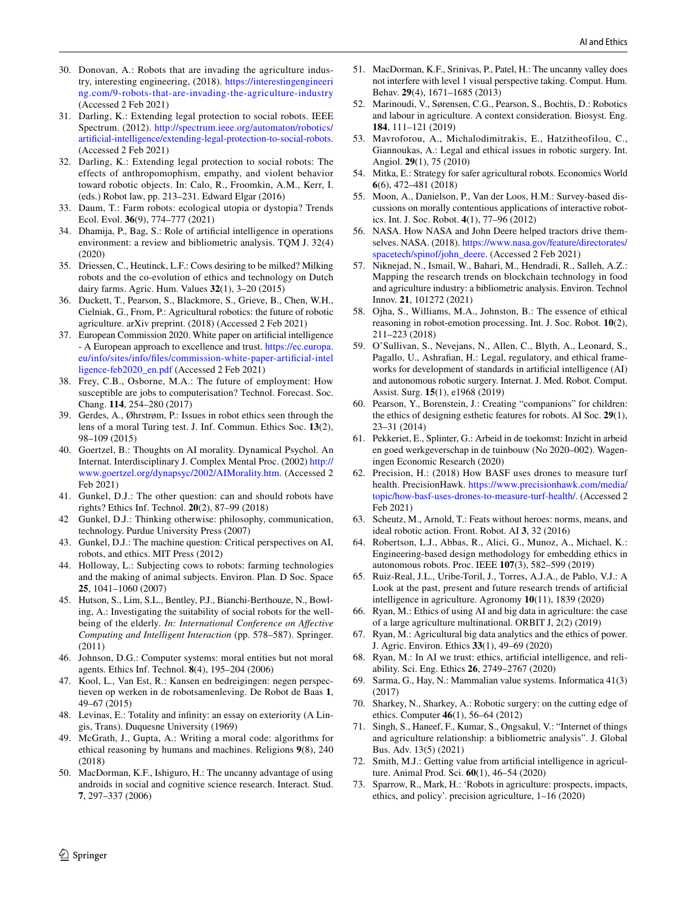30. Donovan, A.: Robots that are invading the agriculture industry, interesting engineering, (2018). https://interestingengineering.com/9-robots-that-are-invading-the-agriculture-industry (Accessed 2 Feb 2021)
31. Darling, K.: Extending legal protection to social robots. IEEE Spectrum. (2012). http://spectrum.ieee.org/automaton/robotics/artificial-intelligence/extending-legal-protection-to-social-robots. (Accessed 2 Feb 2021)
32. Darling, K.: Extending legal protection to social robots: The effects of anthropomophism, empathy, and violent behavior toward robotic objects. In: Calo, R., Froomkin, A.M., Kerr, I. (eds.) Robot law, pp. 213–231. Edward Elgar (2016)
33. Daum, T.: Farm robots: ecological utopia or dystopia? Trends Ecol. Evol. **36**(9), 774–777 (2021)
34. Dhamija, P., Bag, S.: Role of artificial intelligence in operations environment: a review and bibliometric analysis. TQM J. 32(4) (2020)
35. Driessen, C., Heutinck, L.F.: Cows desiring to be milked? Milking robots and the co-evolution of ethics and technology on Dutch dairy farms. Agric. Hum. Values **32**(1), 3–20 (2015)
36. Duckett, T., Pearson, S., Blackmore, S., Grieve, B., Chen, W.H., Cielniak, G., From, P.: Agricultural robotics: the future of robotic agriculture. arXiv preprint. (2018) (Accessed 2 Feb 2021)
37. European Commission 2020. White paper on artificial intelligence - A European approach to excellence and trust. https://ec.europa.eu/info/sites/info/files/commission-white-paper-artificial-intelligence-feb2020_en.pdf (Accessed 2 Feb 2021)
38. Frey, C.B., Osborne, M.A.: The future of employment: How susceptible are jobs to computerisation? Technol. Forecast. Soc. Chang. **114**, 254–280 (2017)
39. Gerdes, A., Øhrstrøm, P.: Issues in robot ethics seen through the lens of a moral Turing test. J. Inf. Commun. Ethics Soc. **13**(2), 98–109 (2015)
40. Goertzel, B.: Thoughts on AI morality. Dynamical Psychol. An Internat. Interdisciplinary J. Complex Mental Proc. (2002) http://www.goertzel.org/dynapsyc/2002/AIMorality.htm. (Accessed 2 Feb 2021)
41. Gunkel, D.J.: The other question: can and should robots have rights? Ethics Inf. Technol. **20**(2), 87–99 (2018)
42 Gunkel, D.J.: Thinking otherwise: philosophy, communication, technology. Purdue University Press (2007)
43. Gunkel, D.J.: The machine question: Critical perspectives on AI, robots, and ethics. MIT Press (2012)
44. Holloway, L.: Subjecting cows to robots: farming technologies and the making of animal subjects. Environ. Plan. D Soc. Space **25**, 1041–1060 (2007)
45. Hutson, S., Lim, S.L., Bentley, P.J., Bianchi-Berthouze, N., Bowling, A.: Investigating the suitability of social robots for the well-being of the elderly. *In: International Conference on Affective Computing and Intelligent Interaction* (pp. 578–587). Springer. (2011)
46. Johnson, D.G.: Computer systems: moral entities but not moral agents. Ethics Inf. Technol. **8**(4), 195–204 (2006)
47. Kool, L., Van Est, R.: Kansen en bedreigingen: negen perspectieven op werken in de robotsamenleving. De Robot de Baas **1**, 49–67 (2015)
48. Levinas, E.: Totality and infinity: an essay on exteriority (A Lingis, Trans). Duquesne University (1969)
49. McGrath, J., Gupta, A.: Writing a moral code: algorithms for ethical reasoning by humans and machines. Religions **9**(8), 240 (2018)
50. MacDorman, K.F., Ishiguro, H.: The uncanny advantage of using androids in social and cognitive science research. Interact. Stud. **7**, 297–337 (2006)
51. MacDorman, K.F., Srinivas, P., Patel, H.: The uncanny valley does not interfere with level 1 visual perspective taking. Comput. Hum. Behav. **29**(4), 1671–1685 (2013)
52. Marinoudi, V., Sørensen, C.G., Pearson, S., Bochtis, D.: Robotics and labour in agriculture. A context consideration. Biosyst. Eng. **184**, 111–121 (2019)
53. Mavroforou, A., Michalodimitrakis, E., Hatzitheofilou, C., Giannoukas, A.: Legal and ethical issues in robotic surgery. Int. Angiol. **29**(1), 75 (2010)
54. Mitka, E.: Strategy for safer agricultural robots. Economics World **6**(6), 472–481 (2018)
55. Moon, A., Danielson, P., Van der Loos, H.M.: Survey-based discussions on morally contentious applications of interactive robotics. Int. J. Soc. Robot. **4**(1), 77–96 (2012)
56. NASA. How NASA and John Deere helped tractors drive themselves. NASA. (2018). https://www.nasa.gov/feature/directorates/spacetech/spinof/john_deere. (Accessed 2 Feb 2021)
57. Niknejad, N., Ismail, W., Bahari, M., Hendradi, R., Salleh, A.Z.: Mapping the research trends on blockchain technology in food and agriculture industry: a bibliometric analysis. Environ. Technol Innov. **21**, 101272 (2021)
58. Ojha, S., Williams, M.A., Johnston, B.: The essence of ethical reasoning in robot-emotion processing. Int. J. Soc. Robot. **10**(2), 211–223 (2018)
59. O'Sullivan, S., Nevejans, N., Allen, C., Blyth, A., Leonard, S., Pagallo, U., Ashrafian, H.: Legal, regulatory, and ethical frameworks for development of standards in artificial intelligence (AI) and autonomous robotic surgery. Internat. J. Med. Robot. Comput. Assist. Surg. **15**(1), e1968 (2019)
60. Pearson, Y., Borenstein, J.: Creating "companions" for children: the ethics of designing esthetic features for robots. AI Soc. **29**(1), 23–31 (2014)
61. Pekkeriet, E., Splinter, G.: Arbeid in de toekomst: Inzicht in arbeid en goed werkgeverschap in de tuinbouw (No 2020–002). Wageningen Economic Research (2020)
62. Precision, H.: (2018) How BASF uses drones to measure turf health. PrecisionHawk. https://www.precisionhawk.com/media/topic/how-basf-uses-drones-to-measure-turf-health/. (Accessed 2 Feb 2021)
63. Scheutz, M., Arnold, T.: Feats without heroes: norms, means, and ideal robotic action. Front. Robot. AI **3**, 32 (2016)
64. Robertson, L.J., Abbas, R., Alici, G., Munoz, A., Michael, K.: Engineering-based design methodology for embedding ethics in autonomous robots. Proc. IEEE **107**(3), 582–599 (2019)
65. Ruiz-Real, J.L., Uribe-Toril, J., Torres, A.J.A., de Pablo, V.J.: A Look at the past, present and future research trends of artificial intelligence in agriculture. Agronomy **10**(11), 1839 (2020)
66. Ryan, M.: Ethics of using AI and big data in agriculture: the case of a large agriculture multinational. ORBIT J, 2(2) (2019)
67. Ryan, M.: Agricultural big data analytics and the ethics of power. J. Agric. Environ. Ethics **33**(1), 49–69 (2020)
68. Ryan, M.: In AI we trust: ethics, artificial intelligence, and reliability. Sci. Eng. Ethics **26**, 2749–2767 (2020)
69. Sarma, G., Hay, N.: Mammalian value systems. Informatica 41(3) (2017)
70. Sharkey, N., Sharkey, A.: Robotic surgery: on the cutting edge of ethics. Computer **46**(1), 56–64 (2012)
71. Singh, S., Haneef, F., Kumar, S., Ongsakul, V.: "Internet of things and agriculture relationship: a bibliometric analysis". J. Global Bus. Adv. 13(5) (2021)
72. Smith, M.J.: Getting value from artificial intelligence in agriculture. Animal Prod. Sci. **60**(1), 46–54 (2020)
73. Sparrow, R., Mark, H.: 'Robots in agriculture: prospects, impacts, ethics, and policy'. precision agriculture, 1–16 (2020)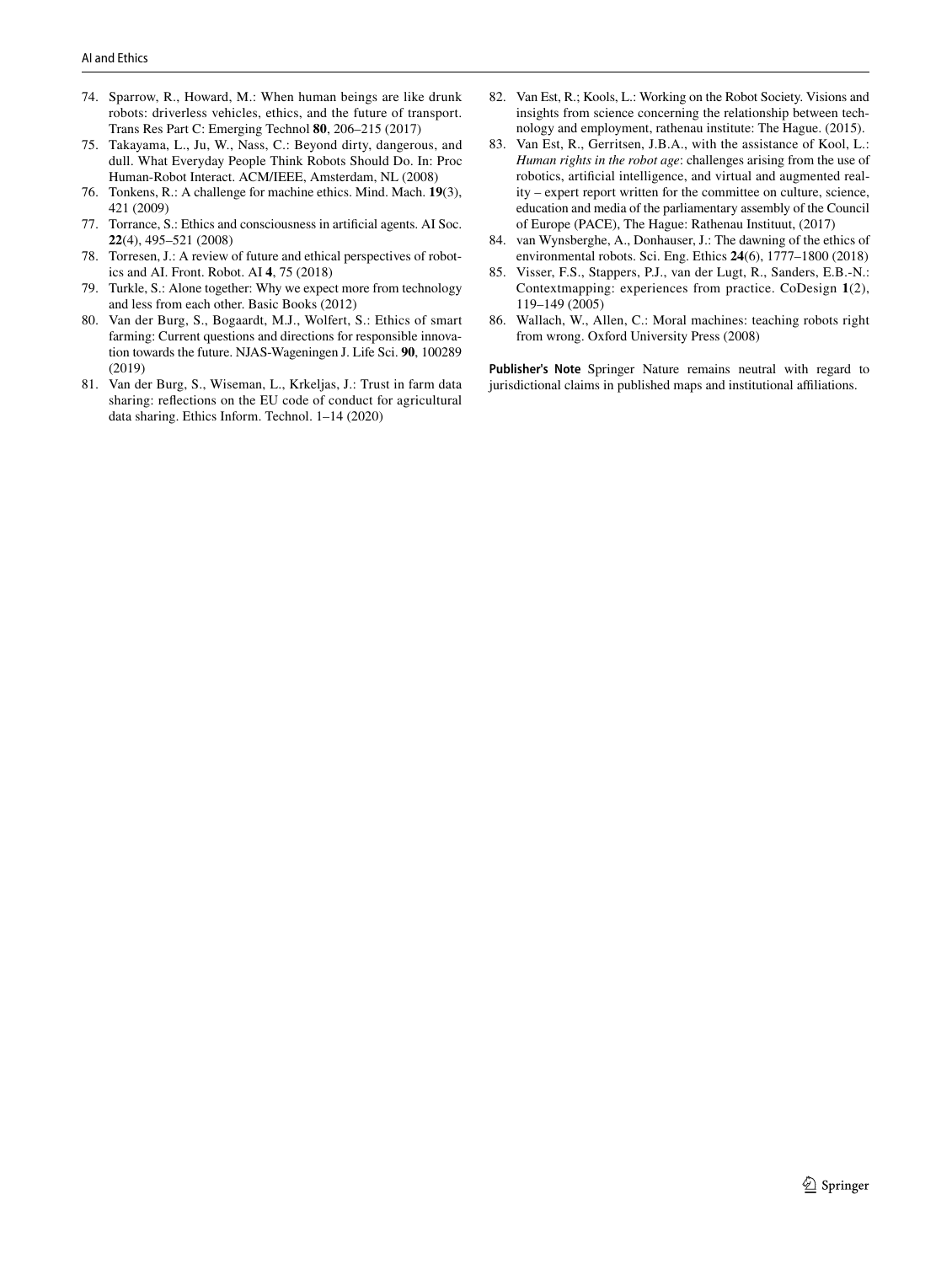74. Sparrow, R., Howard, M.: When human beings are like drunk robots: driverless vehicles, ethics, and the future of transport. Trans Res Part C: Emerging Technol **80**, 206–215 (2017)
75. Takayama, L., Ju, W., Nass, C.: Beyond dirty, dangerous, and dull. What Everyday People Think Robots Should Do. In: Proc Human-Robot Interact. ACM/IEEE, Amsterdam, NL (2008)
76. Tonkens, R.: A challenge for machine ethics. Mind. Mach. **19**(3), 421 (2009)
77. Torrance, S.: Ethics and consciousness in artificial agents. AI Soc. **22**(4), 495–521 (2008)
78. Torresen, J.: A review of future and ethical perspectives of robotics and AI. Front. Robot. AI **4**, 75 (2018)
79. Turkle, S.: Alone together: Why we expect more from technology and less from each other. Basic Books (2012)
80. Van der Burg, S., Bogaardt, M.J., Wolfert, S.: Ethics of smart farming: Current questions and directions for responsible innovation towards the future. NJAS-Wageningen J. Life Sci. **90**, 100289 (2019)
81. Van der Burg, S., Wiseman, L., Krkeljas, J.: Trust in farm data sharing: reflections on the EU code of conduct for agricultural data sharing. Ethics Inform. Technol. 1–14 (2020)
82. Van Est, R.; Kools, L.: Working on the Robot Society. Visions and insights from science concerning the relationship between technology and employment, rathenau institute: The Hague. (2015).
83. Van Est, R., Gerritsen, J.B.A., with the assistance of Kool, L.: *Human rights in the robot age*: challenges arising from the use of robotics, artificial intelligence, and virtual and augmented reality – expert report written for the committee on culture, science, education and media of the parliamentary assembly of the Council of Europe (PACE), The Hague: Rathenau Instituut, (2017)
84. van Wynsberghe, A., Donhauser, J.: The dawning of the ethics of environmental robots. Sci. Eng. Ethics **24**(6), 1777–1800 (2018)
85. Visser, F.S., Stappers, P.J., van der Lugt, R., Sanders, E.B.-N.: Contextmapping: experiences from practice. CoDesign **1**(2), 119–149 (2005)
86. Wallach, W., Allen, C.: Moral machines: teaching robots right from wrong. Oxford University Press (2008)

**Publisher's Note** Springer Nature remains neutral with regard to jurisdictional claims in published maps and institutional affiliations.